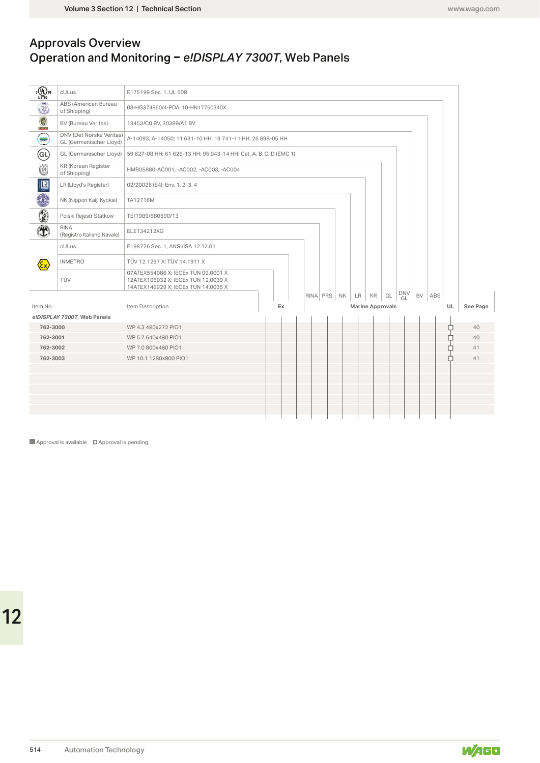# Approvals Overview

## Operation and Monitoring – *e!DISPLAY 7300T*, Web Panels

| | | |
|---|---|---|
| | cULus | E175199 Sec. 1, UL 508 |
| | ABS (American Bureau of Shipping) | 03-HG374860/4-PDA; 10-HN17750340X |
| | BV (Bureau Veritas) | 13453/C0 BV, 30389/A1 BV |
| | DNV (Det Norske Veritas) GL (Germanischer Lloyd) | A-14093, A-14050; 11 631-10 HH; 19 741-11 HH; 26 898-05 HH |
| | GL (Germanischer Lloyd) | 59 627-08 HH; 61 626-13 HH; 95 043-14 HH; Cat. A, B, C, D (EMC 1) |
| | KR (Korean Register of Shipping) | HMB05880-AC001, -AC002, -AC003, -AC004 |
| | LR (Lloyd's Register) | 02/20026 (E4); Env. 1, 2, 3, 4 |
| | NK (Nippon Kaiji Kyokai) | TA12716M |
| | Polski Rejestr Statkow | TE/1989/880590/13 |
| | RINA (Registro Italiano Navale) | ELE134212XG |
| Ex | cULus | E198726 Sec. 1, ANSI/ISA 12.12.01 |
| Ex | INMETRO | TÜV 12.1297 X; TÜV 14.1911 X |
| Ex | TÜV | 07ATEX554086 X; IECEx TUN 09.0001 X<br>12ATEX106032 X; IECEx TUN 12.0039 X<br>14ATEX148929 X; IECEx TUN 14.0035 X |

| Item No. | Item Description | Ex | | | Marine Approvals | | | | | | | | | UL | See Page |
|---|---|---|---|---|---|---|---|---|---|---|---|---|---|---|---|
| | | | | | RINA | PRS | NK | LR | KR | GL | DNV GL | BV | ABS | | |
| ***e!DISPLAY 7300T*, Web Panels** | | | | | | | | | | | | | | | |
| **762-3000** | WP 4.3 480x272 PIO1 | | | | | | | | | | | | | ☐ | 40 |
| **762-3001** | WP 5.7 640x480 PIO1 | | | | | | | | | | | | | ☐ | 40 |
| **762-3002** | WP 7.0 800x480 PIO1 | | | | | | | | | | | | | ☐ | 41 |
| **762-3003** | WP 10.1 1280x800 PIO1 | | | | | | | | | | | | | ☐ | 41 |

■ Approval is available ☐ Approval is pending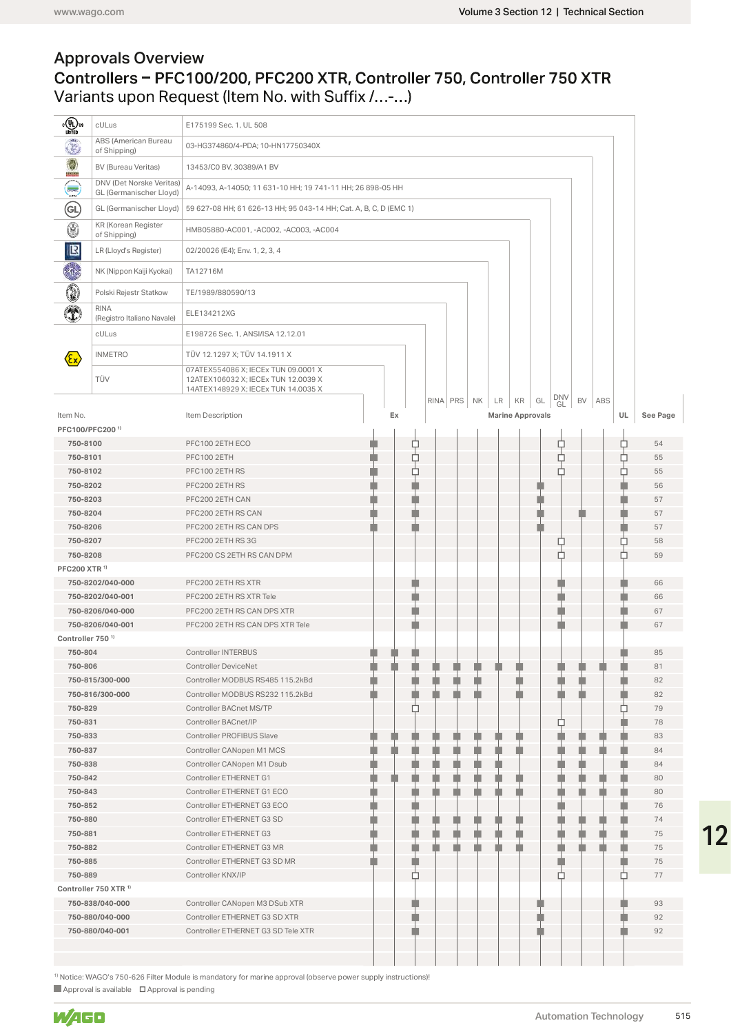# Approvals Overview

## Controllers – PFC100/200, PFC200 XTR, Controller 750, Controller 750 XTR

### Variants upon Request (Item No. with Suffix /...-...)

| Approval | Body | Certificate |
|---|---|---|
| | cULus | E175199 Sec. 1, UL 508 |
| | ABS (American Bureau of Shipping) | 03-HG374860/4-PDA; 10-HN17750340X |
| | BV (Bureau Veritas) | 13453/C0 BV, 30389/A1 BV |
| | DNV (Det Norske Veritas) GL (Germanischer Lloyd) | A-14093, A-14050; 11 631-10 HH; 19 741-11 HH; 26 898-05 HH |
| | GL (Germanischer Lloyd) | 59 627-08 HH; 61 626-13 HH; 95 043-14 HH; Cat. A, B, C, D (EMC 1) |
| | KR (Korean Register of Shipping) | HMB05880-AC001, -AC002, -AC003, -AC004 |
| | LR (Lloyd's Register) | 02/20026 (E4); Env. 1, 2, 3, 4 |
| | NK (Nippon Kaiji Kyokai) | TA12716M |
| | Polski Rejestr Statkow | TE/1989/880590/13 |
| | RINA (Registro Italiano Navale) | ELE134212XG |
| Ex | cULus | E198726 Sec. 1, ANSI/ISA 12.12.01 |
| Ex | INMETRO | TÜV 12.1297 X; TÜV 14.1911 X |
| Ex | TÜV | 07ATEX554086 X; IECEx TUN 09.0001 X<br>12ATEX106032 X; IECEx TUN 12.0039 X<br>14ATEX148929 X; IECEx TUN 14.0035 X |

| Item No. | Item Description | Ex: TÜV | Ex: INMETRO | Ex: cULus | RINA | PRS | NK | LR | KR | GL | DNV GL | BV | ABS | UL | See Page |
|---|---|---|---|---|---|---|---|---|---|---|---|---|---|---|---|
| **PFC100/PFC200** [1] | | | | | | | | | | | | | | | |
| 750-8100 | PFC100 2ETH ECO | ■ | | □ | | | | | | | □ | | | □ | 54 |
| 750-8101 | PFC100 2ETH | ■ | | □ | | | | | | | □ | | | □ | 55 |
| 750-8102 | PFC100 2ETH RS | ■ | | □ | | | | | | | □ | | | □ | 55 |
| 750-8202 | PFC200 2ETH RS | ■ | | ■ | | | | | | ■ | | | | ■ | 56 |
| 750-8203 | PFC200 2ETH CAN | ■ | | ■ | | | | | | ■ | | | | ■ | 57 |
| 750-8204 | PFC200 2ETH RS CAN | ■ | | ■ | | | | | | ■ | | ■ | | ■ | 57 |
| 750-8206 | PFC200 2ETH RS CAN DPS | ■ | | ■ | | | | | | ■ | | | | ■ | 57 |
| 750-8207 | PFC200 2ETH RS 3G | | | | | | | | | | □ | | | □ | 58 |
| 750-8208 | PFC200 CS 2ETH RS CAN DPM | | | | | | | | | | □ | | | □ | 59 |
| **PFC200 XTR** [1] | | | | | | | | | | | | | | | |
| 750-8202/040-000 | PFC200 2ETH RS XTR | | | ■ | | | | | | | ■ | | | ■ | 66 |
| 750-8202/040-001 | PFC200 2ETH RS XTR Tele | | | ■ | | | | | | | ■ | | | ■ | 66 |
| 750-8206/040-000 | PFC200 2ETH RS CAN DPS XTR | | | ■ | | | | | | | ■ | | | ■ | 67 |
| 750-8206/040-001 | PFC200 2ETH RS CAN DPS XTR Tele | | | ■ | | | | | | | ■ | | | ■ | 67 |
| **Controller 750** [1] | | | | | | | | | | | | | | | |
| 750-804 | Controller INTERBUS | ■ | ■ | ■ | | | | | | | | | | ■ | 85 |
| 750-806 | Controller DeviceNet | ■ | ■ | ■ | ■ | ■ | ■ | ■ | ■ | | ■ | ■ | ■ | ■ | 81 |
| 750-815/300-000 | Controller MODBUS RS485 115.2kBd | ■ | | ■ | ■ | ■ | ■ | | ■ | | ■ | ■ | | ■ | 82 |
| 750-816/300-000 | Controller MODBUS RS232 115.2kBd | ■ | | ■ | ■ | ■ | ■ | | ■ | | ■ | ■ | | ■ | 82 |
| 750-829 | Controller BACnet MS/TP | | | □ | | | | | | | | | | □ | 79 |
| 750-831 | Controller BACnet/IP | | | | | | | | | | □ | | | ■ | 78 |
| 750-833 | Controller PROFIBUS Slave | ■ | ■ | ■ | ■ | ■ | ■ | ■ | ■ | | ■ | ■ | ■ | ■ | 83 |
| 750-837 | Controller CANopen M1 MCS | ■ | ■ | ■ | ■ | ■ | ■ | ■ | ■ | | ■ | ■ | ■ | ■ | 84 |
| 750-838 | Controller CANopen M1 Dsub | ■ | | ■ | ■ | ■ | ■ | ■ | ■ | | ■ | ■ | | ■ | 84 |
| 750-842 | Controller ETHERNET G1 | ■ | ■ | ■ | ■ | ■ | ■ | ■ | ■ | | ■ | ■ | ■ | ■ | 80 |
| 750-843 | Controller ETHERNET G1 ECO | ■ | | ■ | ■ | ■ | ■ | ■ | ■ | | ■ | ■ | ■ | ■ | 80 |
| 750-852 | Controller ETHERNET G3 ECO | ■ | | ■ | | | | | | | ■ | | | ■ | 76 |
| 750-880 | Controller ETHERNET G3 SD | ■ | | ■ | ■ | ■ | ■ | ■ | ■ | | ■ | ■ | ■ | ■ | 74 |
| 750-881 | Controller ETHERNET G3 | ■ | | ■ | ■ | ■ | ■ | ■ | ■ | | ■ | ■ | ■ | ■ | 75 |
| 750-882 | Controller ETHERNET G3 MR | ■ | | ■ | ■ | ■ | ■ | ■ | ■ | | ■ | ■ | ■ | ■ | 75 |
| 750-885 | Controller ETHERNET G3 SD MR | ■ | | ■ | | | | | | | ■ | | | ■ | 75 |
| 750-889 | Controller KNX/IP | | | □ | | | | | | | □ | | | □ | 77 |
| **Controller 750 XTR** [1] | | | | | | | | | | | | | | | |
| 750-838/040-000 | Controller CANopen M3 DSub XTR | | | ■ | | | | | | ■ | | | | ■ | 93 |
| 750-880/040-000 | Controller ETHERNET G3 SD XTR | | | ■ | | | | | | ■ | | | | ■ | 92 |
| 750-880/040-001 | Controller ETHERNET G3 SD Tele XTR | | | ■ | | | | | | ■ | | | | ■ | 92 |

[1] Notice: WAGO's 750-626 Filter Module is mandatory for marine approval (observe power supply instructions)!

■ Approval is available □ Approval is pending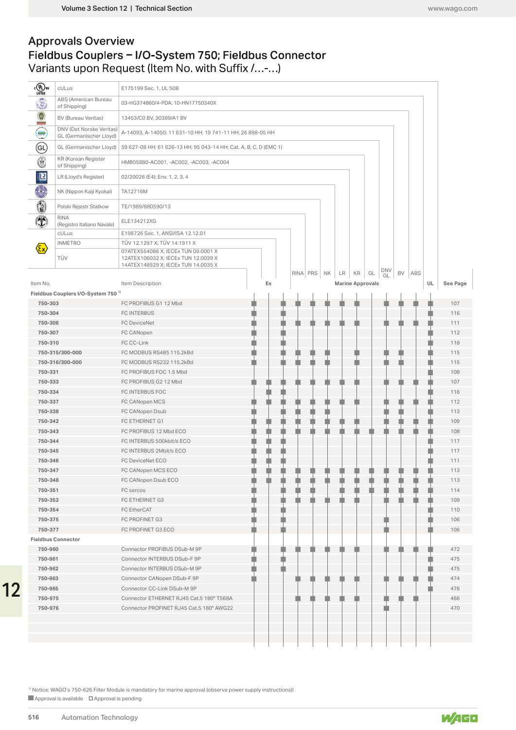# Approvals Overview

## Fieldbus Couplers – I/O-System 750; Fieldbus Connector

### Variants upon Request (Item No. with Suffix /...-...)

| Approval | Certificate |
|---|---|
| cULus | E175199 Sec. 1, UL 508 |
| ABS (American Bureau of Shipping) | 03-HG374860/4-PDA; 10-HN17750340X |
| BV (Bureau Veritas) | 13453/C0 BV, 30389/A1 BV |
| DNV (Det Norske Veritas) GL (Germanischer Lloyd) | A-14093, A-14050; 11 631-10 HH; 19 741-11 HH; 26 898-05 HH |
| GL (Germanischer Lloyd) | 59 627-08 HH; 61 626-13 HH; 95 043-14 HH; Cat. A, B, C, D (EMC 1) |
| KR (Korean Register of Shipping) | HMB05880-AC001, -AC002, -AC003, -AC004 |
| LR (Lloyd's Register) | 02/20026 (E4); Env. 1, 2, 3, 4 |
| NK (Nippon Kaiji Kyokai) | TA12716M |
| Polski Rejestr Statkow | TE/1989/880590/13 |
| RINA (Registro Italiano Navale) | ELE134212XG |
| Ex: cULus | E198726 Sec. 1, ANSI/ISA 12.12.01 |
| Ex: INMETRO | TÜV 12.1297 X; TÜV 14.1911 X |
| Ex: TÜV | 07ATEX554086 X; IECEx TUN 09.0001 X<br>12ATEX106032 X; IECEx TUN 12.0039 X<br>14ATEX148929 X; IECEx TUN 14.0035 X |

| Item No. | Item Description | Ex | | | Marine Approvals | | | | | | | | | UL | See Page |
|---|---|---|---|---|---|---|---|---|---|---|---|---|---|---|---|
| | | TÜV | INMETRO | cULus | RINA | PRS | NK | LR | KR | GL | DNV GL | BV | ABS | | |
| **Fieldbus Couplers I/O-System 750** [1] | | | | | | | | | | | | | | | |
| **750-303** | FC PROFIBUS G1 12 Mbd | ■ | | ■ | ■ | ■ | ■ | ■ | ■ | | ■ | ■ | ■ | ■ | 107 |
| **750-304** | FC INTERBUS | ■ | | ■ | | | | | | | | | | ■ | 116 |
| **750-306** | FC DeviceNet | ■ | | ■ | ■ | ■ | ■ | ■ | ■ | | ■ | ■ | ■ | ■ | 111 |
| **750-307** | FC CANopen | ■ | | ■ | | | | | | | | | | ■ | 112 |
| **750-310** | FC CC-Link | ■ | | ■ | | | | | | | | | | ■ | 118 |
| **750-315/300-000** | FC MODBUS RS485 115.2kBd | ■ | | ■ | ■ | ■ | ■ | | ■ | | ■ | ■ | | ■ | 115 |
| **750-316/300-000** | FC MODBUS RS232 115.2kBd | ■ | | ■ | ■ | ■ | ■ | | ■ | | ■ | ■ | | ■ | 115 |
| **750-331** | FC PROFIBUS FOC 1.5 Mbd | | | | | | | | | | | | | ■ | 108 |
| **750-333** | FC PROFIBUS G2 12 Mbd | ■ | ■ | ■ | ■ | ■ | ■ | ■ | ■ | | ■ | ■ | ■ | ■ | 107 |
| **750-334** | FC INTERBUS FOC | | ■ | ■ | | | | | | | | | | ■ | 116 |
| **750-337** | FC CANopen MCS | ■ | ■ | ■ | ■ | ■ | ■ | ■ | ■ | | ■ | ■ | ■ | ■ | 112 |
| **750-338** | FC CANopen Dsub | ■ | ■ | ■ | ■ | ■ | ■ | | | | ■ | ■ | | ■ | 113 |
| **750-342** | FC ETHERNET G1 | ■ | ■ | ■ | ■ | ■ | ■ | ■ | ■ | | ■ | ■ | ■ | ■ | 109 |
| **750-343** | FC PROFIBUS 12 Mbd ECO | ■ | ■ | ■ | ■ | ■ | ■ | ■ | ■ | ■ | ■ | ■ | ■ | ■ | 108 |
| **750-344** | FC INTERBUS 500kbit/s ECO | ■ | ■ | ■ | | | | | | | | | | ■ | 117 |
| **750-345** | FC INTERBUS 2Mbit/s ECO | ■ | ■ | ■ | | | | | | | | | | ■ | 117 |
| **750-346** | FC DeviceNet ECO | ■ | ■ | ■ | | | | | | | | | | ■ | 111 |
| **750-347** | FC CANopen MCS ECO | ■ | ■ | ■ | ■ | ■ | ■ | ■ | ■ | ■ | ■ | ■ | ■ | ■ | 113 |
| **750-348** | FC CANopen Dsub ECO | ■ | ■ | ■ | ■ | ■ | ■ | ■ | ■ | ■ | ■ | ■ | ■ | ■ | 113 |
| **750-351** | FC sercos | ■ | | ■ | ■ | ■ | | ■ | ■ | ■ | ■ | ■ | ■ | ■ | 114 |
| **750-352** | FC ETHERNET G3 | ■ | | ■ | ■ | ■ | ■ | ■ | ■ | | ■ | ■ | ■ | ■ | 109 |
| **750-354** | FC EtherCAT | ■ | | ■ | | | | | | | | | | ■ | 110 |
| **750-375** | FC PROFINET G3 | ■ | | ■ | | | | | | | ■ | | | ■ | 106 |
| **750-377** | FC PROFINET G3 ECO | ■ | | ■ | | | | | | | ■ | | | ■ | 106 |
| **Fieldbus Connector** | | | | | | | | | | | | | | | |
| **750-960** | Connector PROFIBUS DSub-M 9P | ■ | | ■ | ■ | ■ | ■ | ■ | ■ | | ■ | ■ | ■ | ■ | 472 |
| **750-961** | Connector INTERBUS DSub-F 9P | ■ | | ■ | | | | | | | | | | ■ | 475 |
| **750-962** | Connector INTERBUS DSub-M 9P | ■ | | ■ | | | | | | | | | | ■ | 475 |
| **750-963** | Connector CANopen DSub-F 9P | ■ | | | ■ | ■ | ■ | ■ | ■ | | ■ | ■ | ■ | ■ | 474 |
| **750-965** | Connector CC-Link DSub-M 9P | | | | | | | | | | | | | ■ | 476 |
| **750-975** | Connector ETHERNET RJ45 Cat.5 180° T568A | | | | ■ | ■ | ■ | ■ | ■ | | ■ | ■ | ■ | | 466 |
| **750-976** | Connector PROFINET RJ45 Cat.5 180° AWG22 | | | | | | | | | | ■ | | | | 470 |

[1] Notice: WAGO's 750-626 Filter Module is mandatory for marine approval (observe power supply instructions)!

■ Approval is available  □ Approval is pending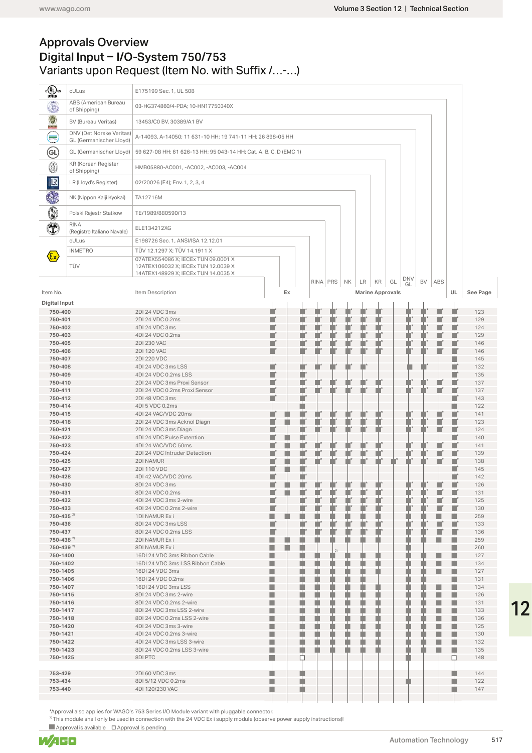# Approvals Overview
## Digital Input – I/O-System 750/753
### Variants upon Request (Item No. with Suffix /...-...)

| Approval | | Certificate |
|---|---|---|
| | cULus | E175199 Sec. 1, UL 508 |
| | ABS (American Bureau of Shipping) | 03-HG374860/4-PDA; 10-HN17750340X |
| | BV (Bureau Veritas) | 13453/C0 BV, 30389/A1 BV |
| | DNV (Det Norske Veritas) GL (Germanischer Lloyd) | A-14093, A-14050; 11 631-10 HH; 19 741-11 HH; 26 898-05 HH |
| | GL (Germanischer Lloyd) | 59 627-08 HH; 61 626-13 HH; 95 043-14 HH; Cat. A, B, C, D (EMC 1) |
| | KR (Korean Register of Shipping) | HMB05880-AC001, -AC002, -AC003, -AC004 |
| | LR (Lloyd's Register) | 02/20026 (E4); Env. 1, 2, 3, 4 |
| | NK (Nippon Kaiji Kyokai) | TA12716M |
| | Polski Rejestr Statkow | TE/1989/880590/13 |
| | RINA (Registro Italiano Navale) | ELE134212XG |
| Ex | cULus | E198726 Sec. 1, ANSI/ISA 12.12.01 |
| Ex | INMETRO | TÜV 12.1297 X; TÜV 14.1911 X |
| Ex | TÜV | 07ATEX554086 X; IECEx TUN 09.0001 X<br>12ATEX106032 X; IECEx TUN 12.0039 X<br>14ATEX148929 X; IECEx TUN 14.0035 X |

| Item No. | Item Description | Ex | | | Marine Approvals | | | | | | | | | UL | See Page |
|---|---|---|---|---|---|---|---|---|---|---|---|---|---|---|---|
| | | TÜV | INMETRO | cULus | RINA | PRS | NK | LR | KR | GL | DNV GL | BV | ABS | | |
| **Digital Input** | | | | | | | | | | | | | | | |
| 750-400 | 2DI 24 VDC 3ms | ■* | | ■* | ■* | ■* | ■* | ■* | ■* | | ■* | ■* | ■* | ■* | 123 |
| 750-401 | 2DI 24 VDC 0.2ms | ■* | | ■* | ■* | ■* | ■* | ■* | ■* | | ■* | ■* | ■* | ■* | 129 |
| 750-402 | 4DI 24 VDC 3ms | ■* | | ■* | ■* | ■* | ■* | ■* | ■* | | ■* | ■* | ■* | ■* | 124 |
| 750-403 | 4DI 24 VDC 0.2ms | ■* | | ■* | ■* | ■* | ■* | ■* | ■* | | ■* | ■* | ■* | ■* | 129 |
| 750-405 | 2DI 230 VAC | ■* | | ■* | ■* | ■* | ■* | ■* | ■* | | ■* | ■* | ■* | ■* | 146 |
| 750-406 | 2DI 120 VAC | ■* | | ■* | ■* | ■* | ■* | ■* | ■* | | ■* | ■* | ■* | ■* | 146 |
| 750-407 | 2DI 220 VDC | | | | | | | | | | | | | ■ | 145 |
| 750-408 | 4DI 24 VDC 3ms LSS | ■* | | ■* | ■* | ■* | ■* | ■* | | | ■ | ■* | | ■* | 132 |
| 750-409 | 4DI 24 VDC 0.2ms LSS | ■* | | ■* | | | | | | | | | | ■* | 135 |
| 750-410 | 2DI 24 VDC 3ms Proxi Sensor | ■* | | ■* | ■* | ■* | ■* | ■* | ■* | | ■* | ■* | ■* | ■* | 137 |
| 750-411 | 2DI 24 VDC 0.2ms Proxi Sensor | ■* | | ■* | ■* | ■* | ■* | ■* | ■* | | ■* | ■* | ■* | ■* | 137 |
| 750-412 | 2DI 48 VDC 3ms | ■* | | ■* | | | | | | | | | | ■* | 143 |
| 750-414 | 4DI 5 VDC 0.2ms | | | ■ | | | | | | | | | | ■ | 122 |
| 750-415 | 4DI 24 VAC/VDC 20ms | ■* | ■ | ■* | ■* | ■* | ■* | ■* | ■* | | ■* | ■* | ■* | ■* | 141 |
| 750-418 | 2DI 24 VDC 3ms Acknol Diagn | ■* | ■ | ■* | ■* | ■* | ■* | ■* | ■* | | ■* | ■* | ■* | ■* | 123 |
| 750-421 | 2DI 24 VDC 3ms Diagn | ■* | | ■* | ■* | ■* | ■* | ■* | ■* | | ■* | ■* | ■* | ■* | 124 |
| 750-422 | 4DI 24 VDC Pulse Extention | ■* | ■ | ■* | | | | | | | | | | ■* | 140 |
| 750-423 | 4DI 24 VAC/VDC 50ms | ■* | ■ | ■* | ■* | ■* | ■* | ■* | ■* | | ■* | ■* | ■* | ■* | 141 |
| 750-424 | 2DI 24 VDC Intruder Detection | ■* | ■ | ■* | ■* | ■* | ■* | ■* | ■* | | ■* | ■* | ■* | ■* | 139 |
| 750-425 | 2DI NAMUR | ■* | ■ | ■* | ■* | ■* | ■* | ■* | ■* | ■* | ■* | ■* | ■* | ■* | 138 |
| 750-427 | 2DI 110 VDC | ■* | ■ | ■* | | | | | | | | | | ■* | 145 |
| 750-428 | 4DI 42 VAC/VDC 20ms | ■* | | ■* | | | | | | | | | | ■* | 142 |
| 750-430 | 8DI 24 VDC 3ms | ■* | ■ | ■* | ■* | ■* | ■* | ■* | ■* | | ■* | ■* | ■* | ■* | 126 |
| 750-431 | 8DI 24 VDC 0.2ms | ■* | ■ | ■* | ■* | ■* | ■* | ■* | ■* | | ■* | ■* | ■* | ■* | 131 |
| 750-432 | 4DI 24 VDC 3ms 2-wire | ■* | | ■* | ■* | ■* | ■* | ■* | ■* | | ■* | ■* | ■* | ■* | 125 |
| 750-433 | 4DI 24 VDC 0.2ms 2-wire | ■* | | ■* | ■* | ■* | ■* | ■* | ■* | | ■* | ■* | ■* | ■* | 130 |
| 750-435 [2] | 1DI NAMUR Ex i | ■ | ■ | ■ | | | | | | | | | | ■ | 259 |
| 750-436 | 8DI 24 VDC 3ms LSS | ■* | | ■* | ■* | ■* | ■* | ■* | ■* | | ■* | ■* | ■* | ■* | 133 |
| 750-437 | 8DI 24 VDC 0.2ms LSS | ■* | | ■* | ■* | ■* | ■* | ■* | ■* | | ■* | ■* | ■* | ■* | 136 |
| 750-438 [2] | 2DI NAMUR Ex i | ■ | ■ | ■ | ■ | ■ | ■ | ■ | ■ | | ■ | ■ | ■ | ■ | 259 |
| 750-439 [2] | 8DI NAMUR Ex i | ■ | ■ | ■ | ■ | 2) | ■ | ■ | ■ | | ■ | ■ | ■ | ■ | 260 |
| 750-1400 | 16DI 24 VDC 3ms Ribbon Cable | ■ | | ■ | ■ | ■ | ■ | ■ | ■ | | ■ | ■ | ■ | ■ | 127 |
| 750-1402 | 16DI 24 VDC 3ms LSS Ribbon Cable | ■ | | ■ | ■ | ■ | ■ | ■ | ■ | | ■ | ■ | ■ | ■ | 134 |
| 750-1405 | 16DI 24 VDC 3ms | ■ | | ■ | ■ | ■ | ■ | ■ | ■ | | ■ | ■ | ■ | ■ | 127 |
| 750-1406 | 16DI 24 VDC 0.2ms | ■ | | ■ | ■ | ■ | ■ | ■ | ■ | | ■ | ■ | ■ | ■ | 131 |
| 750-1407 | 16DI 24 VDC 3ms LSS | ■ | | ■ | ■ | ■ | ■ | ■ | ■ | | ■ | ■ | ■ | ■ | 134 |
| 750-1415 | 8DI 24 VDC 3ms 2-wire | ■ | | ■ | ■ | ■ | ■ | ■ | ■ | | ■ | ■ | ■ | ■ | 126 |
| 750-1416 | 8DI 24 VDC 0.2ms 2-wire | ■ | | ■ | ■ | ■ | ■ | ■ | ■ | | ■ | ■ | ■ | ■ | 131 |
| 750-1417 | 8DI 24 VDC 3ms LSS 2-wire | ■ | | ■ | ■ | ■ | ■ | ■ | ■ | | ■ | ■ | ■ | ■ | 133 |
| 750-1418 | 8DI 24 VDC 0.2ms LSS 2-wire | ■ | | ■ | ■ | ■ | ■ | ■ | ■ | | ■ | ■ | ■ | ■ | 136 |
| 750-1420 | 4DI 24 VDC 3ms 3-wire | ■ | | ■ | ■ | ■ | ■ | ■ | ■ | | ■ | ■ | ■ | ■ | 125 |
| 750-1421 | 4DI 24 VDC 0.2ms 3-wire | ■ | | ■ | ■ | ■ | ■ | ■ | ■ | | ■ | ■ | ■ | ■ | 130 |
| 750-1422 | 4DI 24 VDC 3ms LSS 3-wire | ■ | | ■ | ■ | ■ | ■ | ■ | ■ | | ■ | ■ | ■ | ■ | 132 |
| 750-1423 | 8DI 24 VDC 0.2ms LSS 3-wire | ■ | | ■ | ■ | ■ | ■ | ■ | ■ | | ■ | ■ | ■ | ■ | 135 |
| 750-1425 | 8DI PTC | ■ | | □ | | | | | | | ■ | | | □ | 148 |
| 753-429 | 2DI 60 VDC 3ms | ■ | | ■ | | | | | | | | | | ■ | 144 |
| 753-434 | 8DI 5/12 VDC 0.2ms | ■ | | ■ | | | | | | | ■ | | | ■ | 122 |
| 753-440 | 4DI 120/230 VAC | ■ | | ■ | | | | | | | | | | ■ | 147 |

*Approval also applies for WAGO's 753 Series I/O Module variant with pluggable connector.
[2] This module shall only be used in connection with the 24 VDC Ex i supply module (observe power supply instructions)!
■ Approval is available □ Approval is pending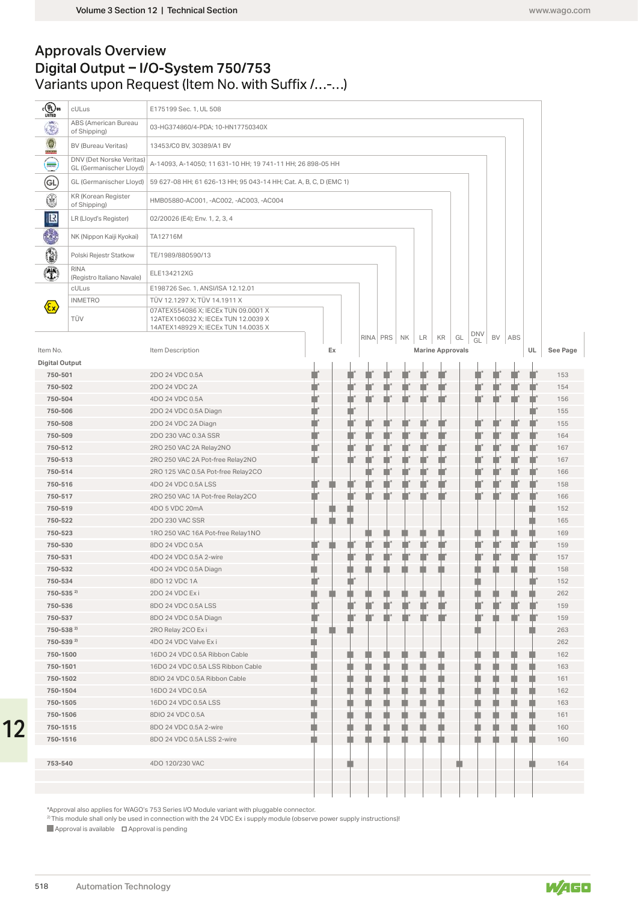# Approvals Overview

## Digital Output – I/O-System 750/753

### Variants upon Request (Item No. with Suffix /...-...)

| Approval | Body | Certificate |
|---|---|---|
| cULus | cULus | E175199 Sec. 1, UL 508 |
| ABS | ABS (American Bureau of Shipping) | 03-HG374860/4-PDA; 10-HN17750340X |
| BV | BV (Bureau Veritas) | 13453/C0 BV, 30389/A1 BV |
| DNV GL | DNV (Det Norske Veritas) GL (Germanischer Lloyd) | A-14093, A-14050; 11 631-10 HH; 19 741-11 HH; 26 898-05 HH |
| GL | GL (Germanischer Lloyd) | 59 627-08 HH; 61 626-13 HH; 95 043-14 HH; Cat. A, B, C, D (EMC 1) |
| KR | KR (Korean Register of Shipping) | HMB05880-AC001, -AC002, -AC003, -AC004 |
| LR | LR (Lloyd's Register) | 02/20026 (E4); Env. 1, 2, 3, 4 |
| NK | NK (Nippon Kaiji Kyokai) | TA12716M |
| PRS | Polski Rejestr Statkow | TE/1989/880590/13 |
| RINA | RINA (Registro Italiano Navale) | ELE134212XG |
| Ex | cULus | E198726 Sec. 1, ANSI/ISA 12.12.01 |
| Ex | INMETRO | TÜV 12.1297 X; TÜV 14.1911 X |
| Ex | TÜV | 07ATEX554086 X; IECEx TUN 09.0001 X 12ATEX106032 X; IECEx TUN 12.0039 X 14ATEX148929 X; IECEx TUN 14.0035 X |

| Item No. | Item Description | Ex TÜV | Ex INMETRO | Ex cULus | RINA | PRS | NK | LR | KR | GL | DNV GL | BV | ABS | UL | See Page |
|---|---|---|---|---|---|---|---|---|---|---|---|---|---|---|---|
| **Digital Output** | | | | | | | | | | | | | | | |
| 750-501 | 2DO 24 VDC 0.5A | ■* | | ■* | ■* | ■* | ■* | ■* | ■* | | ■* | ■* | ■* | ■* | 153 |
| 750-502 | 2DO 24 VDC 2A | ■* | | ■* | ■* | ■* | ■* | ■* | ■* | | ■* | ■* | ■* | ■* | 154 |
| 750-504 | 4DO 24 VDC 0.5A | ■* | | ■* | ■* | ■* | ■* | ■* | ■* | | ■* | ■* | ■* | ■* | 156 |
| 750-506 | 2DO 24 VDC 0.5A Diagn | ■* | | ■* | | | | | | | | | | ■* | 155 |
| 750-508 | 2DO 24 VDC 2A Diagn | ■* | | ■* | ■* | ■* | ■* | ■* | ■* | | ■* | ■* | ■* | ■* | 155 |
| 750-509 | 2DO 230 VAC 0.3A SSR | ■* | | ■* | ■* | ■* | ■* | ■* | ■* | | ■* | ■* | ■* | ■* | 164 |
| 750-512 | 2RO 250 VAC 2A Relay2NO | ■* | | ■* | ■* | ■* | ■* | ■* | ■* | | ■* | ■* | ■* | ■* | 167 |
| 750-513 | 2RO 250 VAC 2A Pot-free Relay2NO | ■* | | ■* | ■* | ■* | ■* | ■* | ■* | | ■* | ■* | ■* | ■* | 167 |
| 750-514 | 2RO 125 VAC 0.5A Pot-free Relay2CO | | | | ■* | ■* | ■* | ■* | ■* | | ■* | ■* | ■* | ■* | 166 |
| 750-516 | 4DO 24 VDC 0.5A LSS | ■ | ■ | ■* | ■* | ■* | ■* | ■* | ■* | | ■* | ■* | ■* | ■* | 158 |
| 750-517 | 2RO 250 VAC 1A Pot-free Relay2CO | ■* | | ■* | ■* | ■* | ■* | ■* | ■* | | ■* | ■* | ■* | ■* | 166 |
| 750-519 | 4DO 5 VDC 20mA | | ■ | ■ | | | | | | | | | | ■ | 152 |
| 750-522 | 2DO 230 VAC SSR | ■ | ■ | ■ | | | | | | | | | | ■ | 165 |
| 750-523 | 1RO 250 VAC 16A Pot-free Relay1NO | | | | ■ | ■ | ■ | ■ | ■ | | ■ | ■ | ■ | ■ | 169 |
| 750-530 | 8DO 24 VDC 0.5A | ■* | ■ | ■* | ■* | ■* | ■* | ■* | ■* | | ■* | ■* | ■* | ■* | 159 |
| 750-531 | 4DO 24 VDC 0.5A 2-wire | ■* | | ■* | ■* | ■* | ■* | ■* | ■* | | ■* | ■* | ■* | ■* | 157 |
| 750-532 | 4DO 24 VDC 0.5A Diagn | ■ | | ■ | ■ | ■ | ■ | ■ | ■ | | ■ | ■ | ■ | ■ | 158 |
| 750-534 | 8DO 12 VDC 1A | ■* | | ■* | | | | | | | ■ | | | ■* | 152 |
| 750-535 [2] | 2DO 24 VDC Ex i | ■ | ■ | ■ | ■ | ■ | ■ | ■ | ■ | | ■ | ■ | ■ | ■ | 262 |
| 750-536 | 8DO 24 VDC 0.5A LSS | ■* | | ■* | ■* | ■* | ■* | ■* | ■* | | ■* | ■* | ■* | ■* | 159 |
| 750-537 | 8DO 24 VDC 0.5A Diagn | ■* | | ■* | ■* | ■* | ■* | ■* | ■* | | ■* | ■* | ■* | ■* | 159 |
| 750-538 [2] | 2RO Relay 2CO Ex i | ■ | ■ | ■ | | | | | | | ■ | | | ■ | 263 |
| 750-539 [2] | 4DO 24 VDC Valve Ex i | ■ | | | | | | | | | | | | ■ | 262 |
| 750-1500 | 16DO 24 VDC 0.5A Ribbon Cable | ■ | | ■ | ■ | ■ | ■ | ■ | ■ | | ■ | ■ | ■ | ■ | 162 |
| 750-1501 | 16DO 24 VDC 0.5A LSS Ribbon Cable | ■ | | ■ | ■ | ■ | ■ | ■ | ■ | | ■ | ■ | ■ | ■ | 163 |
| 750-1502 | 8DIO 24 VDC 0.5A Ribbon Cable | ■ | | ■ | ■ | ■ | ■ | ■ | ■ | | ■ | ■ | ■ | ■ | 161 |
| 750-1504 | 16DO 24 VDC 0.5A | ■ | | ■ | ■ | ■ | ■ | ■ | ■ | | ■ | ■ | ■ | ■ | 162 |
| 750-1505 | 16DO 24 VDC 0.5A LSS | ■ | | ■ | ■ | ■ | ■ | ■ | ■ | | ■ | ■ | ■ | ■ | 163 |
| 750-1506 | 8DIO 24 VDC 0.5A | ■ | | ■ | ■ | ■ | ■ | ■ | ■ | | ■ | ■ | ■ | ■ | 161 |
| 750-1515 | 8DO 24 VDC 0.5A 2-wire | ■ | | ■ | ■ | ■ | ■ | ■ | ■ | | ■ | ■ | ■ | ■ | 160 |
| 750-1516 | 8DO 24 VDC 0.5A LSS 2-wire | ■ | | ■ | ■ | ■ | ■ | ■ | ■ | | ■ | ■ | ■ | ■ | 160 |
| 753-540 | 4DO 120/230 VAC | | | ■ | | | | | | ■ | | | | ■ | 164 |

*Approval also applies for WAGO's 753 Series I/O Module variant with pluggable connector.

[2] This module shall only be used in connection with the 24 VDC Ex i supply module (observe power supply instructions)!

■ Approval is available □ Approval is pending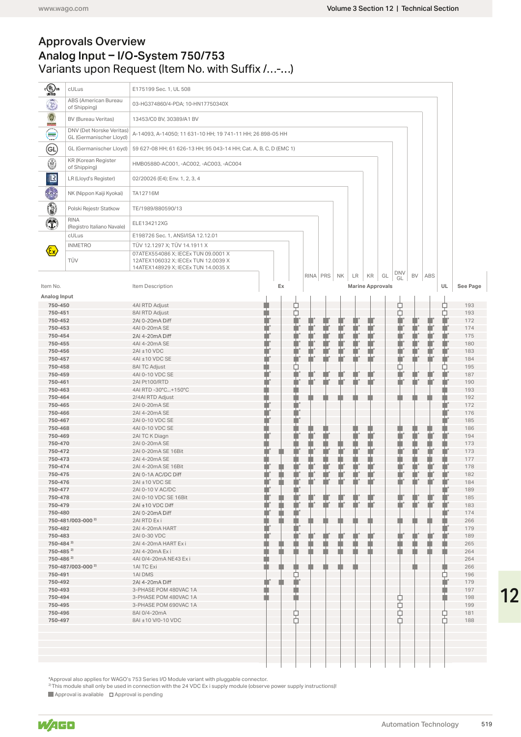# Approvals Overview

## Analog Input – I/O-System 750/753

### Variants upon Request (Item No. with Suffix /...-...)

| Approval | Certificate |
|---|---|
| cULus | E175199 Sec. 1, UL 508 |
| ABS (American Bureau of Shipping) | 03-HG374860/4-PDA; 10-HN17750340X |
| BV (Bureau Veritas) | 13453/C0 BV, 30389/A1 BV |
| DNV (Det Norske Veritas) GL (Germanischer Lloyd) | A-14093, A-14050; 11 631-10 HH; 19 741-11 HH; 26 898-05 HH |
| GL (Germanischer Lloyd) | 59 627-08 HH; 61 626-13 HH; 95 043-14 HH; Cat. A, B, C, D (EMC 1) |
| KR (Korean Register of Shipping) | HMB05880-AC001, -AC002, -AC003, -AC004 |
| LR (Lloyd's Register) | 02/20026 (E4); Env. 1, 2, 3, 4 |
| NK (Nippon Kaiji Kyokai) | TA12716M |
| Polski Rejestr Statkow | TE/1989/880590/13 |
| RINA (Registro Italiano Navale) | ELE134212XG |
| Ex: cULus | E198726 Sec. 1, ANSI/ISA 12.12.01 |
| Ex: INMETRO | TÜV 12.1297 X; TÜV 14.1911 X |
| Ex: TÜV | 07ATEX554086 X; IECEx TUN 09.0001 X<br>12ATEX106032 X; IECEx TUN 12.0039 X<br>14ATEX148929 X; IECEx TUN 14.0035 X |

| Item No. | Item Description | Ex TÜV | Ex INMETRO | Ex cULus | RINA | PRS | NK | LR | KR | GL | DNV GL | BV | ABS | UL | See Page |
|---|---|---|---|---|---|---|---|---|---|---|---|---|---|---|---|
| **Analog Input** | | | | | | | | | | | | | | | |
| 750-450 | 4AI RTD Adjust | ■ | | □ | | | | | | | □ | | | □ | 193 |
| 750-451 | 8AI RTD Adjust | ■ | | □ | | | | | | | □ | | | □ | 193 |
| 750-452 | 2AI 0-20mA Diff | ■* | | ■* | ■* | ■* | ■* | ■* | ■* | | ■* | ■* | ■* | ■* | 172 |
| 750-453 | 4AI 0-20mA SE | ■* | | ■* | ■* | ■* | ■* | ■* | ■* | | ■* | ■* | ■* | ■* | 174 |
| 750-454 | 2AI 4-20mA Diff | ■* | | ■* | ■* | ■* | ■* | ■* | ■* | | ■* | ■* | ■* | ■* | 175 |
| 750-455 | 4AI 4-20mA SE | ■* | | ■* | ■* | ■* | ■* | ■* | ■* | | ■* | ■* | ■* | ■* | 180 |
| 750-456 | 2AI ±10 VDC | ■* | | ■* | ■* | ■* | ■* | ■* | ■* | | ■* | ■* | ■* | ■* | 183 |
| 750-457 | 4AI ±10 VDC SE | ■* | | ■* | ■* | ■* | ■* | ■* | ■* | | ■* | ■* | ■* | ■* | 184 |
| 750-458 | 8AI TC Adjust | ■ | | □ | | | | | | | □ | | | □ | 195 |
| 750-459 | 4AI 0-10 VDC SE | ■* | | ■* | ■* | ■* | ■* | ■* | ■* | | ■* | ■* | ■* | ■* | 187 |
| 750-461 | 2AI Pt100/RTD | ■* | | ■* | ■* | ■* | ■* | ■* | ■* | | ■* | ■* | ■* | ■* | 190 |
| 750-463 | 4AI RTD -30°C...+150°C | ■ | | ■ | | | | | | | | | | ■ | 193 |
| 750-464 | 2/4AI RTD Adjust | ■ | | ■ | ■ | ■ | ■ | ■ | ■ | | ■ | ■ | ■ | ■ | 192 |
| 750-465 | 2AI 0-20mA SE | ■* | | ■* | | | | | | | | | | ■* | 172 |
| 750-466 | 2AI 4-20mA SE | ■* | | ■* | | | | | | | | | | ■* | 176 |
| 750-467 | 2AI 0-10 VDC SE | ■* | | ■* | | | | | | | | | | ■* | 185 |
| 750-468 | 4AI 0-10 VDC SE | ■ | | ■ | ■ | ■ | | ■ | ■ | | ■ | ■ | ■ | ■ | 186 |
| 750-469 | 2AI TC K Diagn | ■* | | ■* | ■* | ■* | | ■* | ■* | | ■* | ■* | ■* | ■* | 194 |
| 750-470 | 2AI 0-20mA SE | ■ | | ■ | ■ | ■ | ■ | ■ | ■ | | ■ | ■ | ■ | ■ | 173 |
| 750-472 | 2AI 0-20mA SE 16Bit | ■* | ■ | ■* | ■* | ■* | ■* | ■* | ■* | | ■* | ■* | ■* | ■* | 173 |
| 750-473 | 2AI 4-20mA SE | ■ | | ■ | ■ | ■ | ■ | ■ | ■ | | ■ | ■ | ■ | ■ | 177 |
| 750-474 | 2AI 4-20mA SE 16Bit | ■* | ■ | ■* | ■* | ■* | ■* | ■* | ■* | | ■* | ■* | ■* | ■* | 178 |
| 750-475 | 2AI 0-1A AC/DC Diff | ■* | ■ | ■* | ■* | ■* | ■* | ■* | ■* | | ■* | ■* | ■* | ■* | 182 |
| 750-476 | 2AI ±10 VDC SE | ■ | | ■ | ■ | ■ | ■ | ■ | ■ | | ■ | ■ | ■ | ■ | 184 |
| 750-477 | 2AI 0-10 V AC/DC | ■* | | ■* | | | | | | | | | | ■* | 189 |
| 750-478 | 2AI 0-10 VDC SE 16Bit | ■* | ■ | ■* | ■* | ■* | ■* | ■* | ■* | | ■* | ■* | ■* | ■* | 185 |
| 750-479 | 2AI ±10 VDC Diff | ■* | ■ | ■* | ■* | ■* | ■* | ■* | ■* | | ■* | ■* | ■* | ■* | 183 |
| 750-480 | 2AI 0-20mA Diff | ■ | | ■ | | | | | | | | | | ■* | 174 |
| 750-481/003-000 [2] | 2AI RTD Ex i | ■ | ■ | ■ | ■ | ■ | ■ | ■ | ■ | | ■ | ■ | ■ | ■ | 266 |
| 750-482 | 2AI 4-20mA HART | ■* | | ■* | | | | | | | | | | ■* | 179 |
| 750-483 | 2AI 0-30 VDC | ■ | | ■ | ■* | ■* | ■* | ■* | ■* | | ■* | ■* | ■* | ■* | 189 |
| 750-484 [2] | 2AI 4-20mA HART Ex i | ■ | ■ | ■ | ■ | ■ | ■ | ■ | ■ | | ■ | ■ | ■ | ■ | 265 |
| 750-485 [2] | 2AI 4-20mA Ex i | ■ | ■ | ■ | ■ | ■ | ■ | ■ | ■ | | ■ | ■ | ■ | ■ | 264 |
| 750-486 [2] | 4AI 0/4-20mA NE43 Ex i | ■ | | | | | | | | | | | | ■ | 264 |
| 750-487/003-000 [2] | 1AI TC Exi | ■ | ■ | ■ | ■ | ■ | ■ | ■ | | | | ■ | | ■ | 266 |
| 750-491 | 1AI DMS | | | □ | | | | | | | | | | □ | 196 |
| 750-492 | 2AI 4-20mA Diff | ■* | ■ | ■* | | | | | | | | | | ■* | 179 |
| 750-493 | 3-PHASE POM 480VAC 1A | ■ | | ■ | | | | | | | | | | ■ | 197 |
| 750-494 | 3-PHASE POM 480VAC 1A | ■ | | ■ | | | | | | | □ | | | ■ | 198 |
| 750-495 | 3-PHASE POM 690VAC 1A | | | ■ | | | | | | | □ | | | ■ | 199 |
| 750-496 | 8AI 0/4-20mA | | | □ | | | | | | | □ | | | □ | 181 |
| 750-497 | 8AI ±10 V/0-10 VDC | | | □ | | | | | | | □ | | | □ | 188 |

*Approval also applies for WAGO's 753 Series I/O Module variant with pluggable connector.
[2] This module shall only be used in connection with the 24 VDC Ex i supply module (observe power supply instructions)!

■ Approval is available □ Approval is pending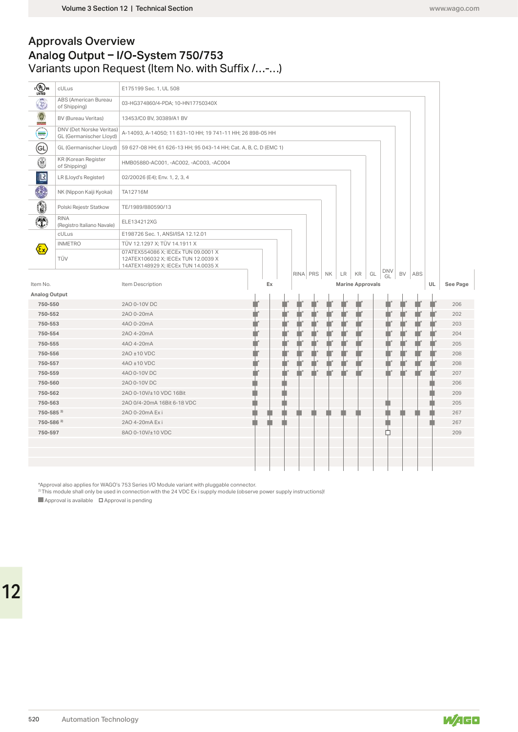# Approvals Overview

## Analog Output – I/O-System 750/753

### Variants upon Request (Item No. with Suffix /...-...)

| Approval | Certificate |
|---|---|
| cULus | E175199 Sec. 1, UL 508 |
| ABS (American Bureau of Shipping) | 03-HG374860/4-PDA; 10-HN17750340X |
| BV (Bureau Veritas) | 13453/C0 BV, 30389/A1 BV |
| DNV (Det Norske Veritas) GL (Germanischer Lloyd) | A-14093, A-14050; 11 631-10 HH; 19 741-11 HH; 26 898-05 HH |
| GL (Germanischer Lloyd) | 59 627-08 HH; 61 626-13 HH; 95 043-14 HH; Cat. A, B, C, D (EMC 1) |
| KR (Korean Register of Shipping) | HMB05880-AC001, -AC002, -AC003, -AC004 |
| LR (Lloyd's Register) | 02/20026 (E4); Env. 1, 2, 3, 4 |
| NK (Nippon Kaiji Kyokai) | TA12716M |
| Polski Rejestr Statkow | TE/1989/880590/13 |
| RINA (Registro Italiano Navale) | ELE134212XG |
| Ex: cULus | E198726 Sec. 1, ANSI/ISA 12.12.01 |
| Ex: INMETRO | TÜV 12.1297 X; TÜV 14.1911 X |
| Ex: TÜV | 07ATEX554086 X; IECEx TUN 09.0001 X<br>12ATEX106032 X; IECEx TUN 12.0039 X<br>14ATEX148929 X; IECEx TUN 14.0035 X |

| Item No. | Item Description | Ex | | | Marine Approvals | | | | | | | | | UL | See Page |
|---|---|---|---|---|---|---|---|---|---|---|---|---|---|---|---|
| | | TÜV | INMETRO | cULus | RINA | PRS | NK | LR | KR | GL | DNV GL | BV | ABS | | |
| **Analog Output** | | | | | | | | | | | | | | | |
| **750-550** | 2AO 0-10V DC | ■* | | ■* | ■* | ■* | ■* | ■* | ■* | | ■* | ■* | ■* | ■* | 206 |
| **750-552** | 2AO 0-20mA | ■* | | ■* | ■* | ■* | ■* | ■* | ■* | | ■* | ■* | ■* | ■* | 202 |
| **750-553** | 4AO 0-20mA | ■* | | ■* | ■* | ■* | ■* | ■* | ■* | | ■* | ■* | ■* | ■* | 203 |
| **750-554** | 2AO 4-20mA | ■* | | ■* | ■* | ■* | ■* | ■* | ■* | | ■* | ■* | ■* | ■* | 204 |
| **750-555** | 4AO 4-20mA | ■* | | ■* | ■* | ■* | ■* | ■* | ■* | | ■* | ■* | ■* | ■* | 205 |
| **750-556** | 2AO ±10 VDC | ■* | | ■* | ■* | ■* | ■* | ■* | ■* | | ■* | ■* | ■* | ■* | 208 |
| **750-557** | 4AO ±10 VDC | ■* | | ■* | ■* | ■* | ■* | ■* | ■* | | ■* | ■* | ■* | ■* | 208 |
| **750-559** | 4AO 0-10V DC | ■* | | ■* | ■* | ■* | ■* | ■* | ■* | | ■* | ■* | ■* | ■* | 207 |
| **750-560** | 2AO 0-10V DC | ■ | | ■ | | | | | | | | | | ■ | 206 |
| **750-562** | 2AO 0-10V/±10 VDC 16Bit | ■ | | ■ | | | | | | | | | | ■ | 209 |
| **750-563** | 2AO 0/4-20mA 16Bit 6-18 VDC | ■ | | ■ | | | | | | | ■ | | | ■ | 205 |
| **750-585** [2] | 2AO 0-20mA Ex i | ■ | ■ | ■ | ■ | ■ | ■ | ■ | ■ | | ■ | ■ | ■ | ■ | 267 |
| **750-586** [2] | 2AO 4-20mA Ex i | ■ | ■ | ■ | | | | | | | ■ | | | ■ | 267 |
| **750-597** | 8AO 0-10V/±10 VDC | | | | | | | | | | □ | | | | 209 |

*Approval also applies for WAGO's 753 Series I/O Module variant with pluggable connector.
[2] This module shall only be used in connection with the 24 VDC Ex i supply module (observe power supply instructions)!
■ Approval is available □ Approval is pending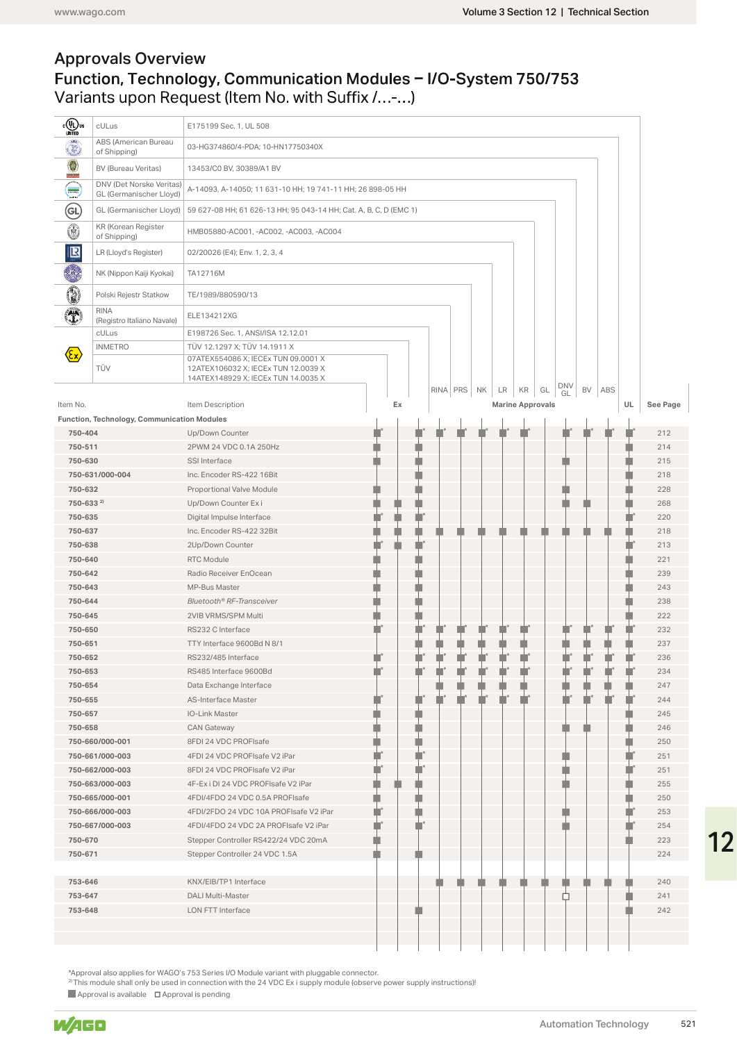# Approvals Overview

## Function, Technology, Communication Modules – I/O-System 750/753

### Variants upon Request (Item No. with Suffix /...-...)

| | Approval | Certificate |
|---|---|---|
| | cULus | E175199 Sec. 1, UL 508 |
| | ABS (American Bureau of Shipping) | 03-HG374860/4-PDA; 10-HN17750340X |
| | BV (Bureau Veritas) | 13453/C0 BV, 30389/A1 BV |
| | DNV (Det Norske Veritas) GL (Germanischer Lloyd) | A-14093, A-14050; 11 631-10 HH; 19 741-11 HH; 26 898-05 HH |
| | GL (Germanischer Lloyd) | 59 627-08 HH; 61 626-13 HH; 95 043-14 HH; Cat. A, B, C, D (EMC 1) |
| | KR (Korean Register of Shipping) | HMB05880-AC001, -AC002, -AC003, -AC004 |
| | LR (Lloyd's Register) | 02/20026 (E4); Env. 1, 2, 3, 4 |
| | NK (Nippon Kaiji Kyokai) | TA12716M |
| | Polski Rejestr Statkow | TE/1989/880590/13 |
| | RINA (Registro Italiano Navale) | ELE134212XG |
| Ex | cULus | E198726 Sec. 1, ANSI/ISA 12.12.01 |
| Ex | INMETRO | TÜV 12.1297 X; TÜV 14.1911 X |
| Ex | TÜV | 07ATEX554086 X; IECEx TUN 09.0001 X<br>12ATEX106032 X; IECEx TUN 12.0039 X<br>14ATEX148929 X; IECEx TUN 14.0035 X |

| Item No. | Item Description | Ex | | | Marine Approvals | | | | | | | | | UL | See Page |
|---|---|---|---|---|---|---|---|---|---|---|---|---|---|---|---|
| | | | | | RINA | PRS | NK | LR | KR | GL | DNV GL | BV | ABS | | |
| **Function, Technology, Communication Modules** | | | | | | | | | | | | | | | |
| 750-404 | Up/Down Counter | ■* | | ■* | ■ | ■* | ■* | ■* | ■* | | ■* | ■* | ■* | ■* | 212 |
| 750-511 | 2PWM 24 VDC 0.1A 250Hz | ■ | | ■ | | | | | | | | | | ■ | 214 |
| 750-630 | SSI Interface | ■ | | ■ | | | | | | | ■ | | | ■ | 215 |
| 750-631/000-004 | Inc. Encoder RS-422 16Bit | ■ | | ■ | | | | | | | | | | ■ | 218 |
| 750-632 | Proportional Valve Module | ■ | | ■ | | | | | | | ■ | | | ■ | 228 |
| 750-633 [2)] | Up/Down Counter Ex i | ■ | ■ | ■ | | | | | | | ■ | ■ | | ■ | 268 |
| 750-635 | Digital Impulse Interface | ■* | ■ | ■* | | | | | | | | | | ■* | 220 |
| 750-637 | Inc. Encoder RS-422 32Bit | ■ | ■ | ■ | ■ | ■ | ■ | ■ | ■ | ■ | ■ | ■ | ■ | ■ | 218 |
| 750-638 | 2Up/Down Counter | ■* | ■ | ■* | | | | | | | | | | ■* | 213 |
| 750-640 | RTC Module | ■ | | ■ | | | | | | | | | | ■ | 221 |
| 750-642 | Radio Receiver EnOcean | ■ | | ■ | | | | | | | | | | ■ | 239 |
| 750-643 | MP-Bus Master | ■ | | ■ | | | | | | | | | | ■ | 243 |
| 750-644 | *Bluetooth® RF-Transceiver* | ■ | | ■ | | | | | | | | | | ■ | 238 |
| 750-645 | 2VIB VRMS/SPM Multi | ■ | | ■ | | | | | | | | | | ■ | 222 |
| 750-650 | RS232 C Interface | ■* | | ■* | ■* | ■* | ■* | ■* | ■* | | ■* | ■* | ■* | ■* | 232 |
| 750-651 | TTY Interface 9600Bd N 8/1 | | | ■ | ■ | ■ | ■ | ■ | ■ | | ■ | ■ | ■ | ■ | 237 |
| 750-652 | RS232/485 Interface | ■* | | ■* | ■* | ■* | ■* | ■* | ■* | | ■* | ■* | ■* | ■* | 236 |
| 750-653 | RS485 Interface 9600Bd | ■* | | ■* | ■* | ■* | ■* | ■* | ■* | | ■* | ■* | ■* | ■* | 234 |
| 750-654 | Data Exchange Interface | | | | ■ | ■ | ■ | ■ | ■ | | ■ | ■ | ■ | ■ | 247 |
| 750-655 | AS-Interface Master | ■* | | ■* | ■* | ■* | ■* | ■* | ■* | | ■* | ■* | ■* | ■* | 244 |
| 750-657 | IO-Link Master | ■ | | ■ | | | | | | | | | | ■ | 245 |
| 750-658 | CAN Gateway | ■ | | ■ | | | | | | | ■ | ■ | | ■ | 246 |
| 750-660/000-001 | 8FDI 24 VDC PROFIsafe | ■ | | ■ | | | | | | | | | | ■ | 250 |
| 750-661/000-003 | 4FDI 24 VDC PROFIsafe V2 iPar | ■* | | ■* | | | | | | | ■ | | | ■* | 251 |
| 750-662/000-003 | 8FDI 24 VDC PROFIsafe V2 iPar | ■* | | ■* | | | | | | | ■ | | | ■* | 251 |
| 750-663/000-003 | 4F-Ex i DI 24 VDC PROFIsafe V2 iPar | ■ | ■ | ■ | | | | | | | ■ | | | ■ | 255 |
| 750-665/000-001 | 4FDI/4FDO 24 VDC 0.5A PROFIsafe | ■ | | ■ | | | | | | | | | | ■ | 250 |
| 750-666/000-003 | 4FDI/2FDO 24 VDC 10A PROFIsafe V2 iPar | ■* | | ■ | | | | | | | ■ | | | ■* | 253 |
| 750-667/000-003 | 4FDI/4FDO 24 VDC 2A PROFIsafe V2 iPar | ■* | | ■* | | | | | | | ■ | | | ■* | 254 |
| 750-670 | Stepper Controller RS422/24 VDC 20mA | ■ | | | | | | | | | | | | ■ | 223 |
| 750-671 | Stepper Controller 24 VDC 1.5A | ■ | | ■ | | | | | | | | | | ■ | 224 |
| 753-646 | KNX/EIB/TP1 Interface | | | | ■ | ■ | ■ | ■ | ■ | ■ | ■ | ■ | ■ | ■ | 240 |
| 753-647 | DALI Multi-Master | | | | | | | | | | □ | | | ■ | 241 |
| 753-648 | LON FTT Interface | | | ■ | | | | | | | | | | ■ | 242 |

*Approval also applies for WAGO's 753 Series I/O Module variant with pluggable connector.

[2)] This module shall only be used in connection with the 24 VDC Ex i supply module (observe power supply instructions)!

■ Approval is available □ Approval is pending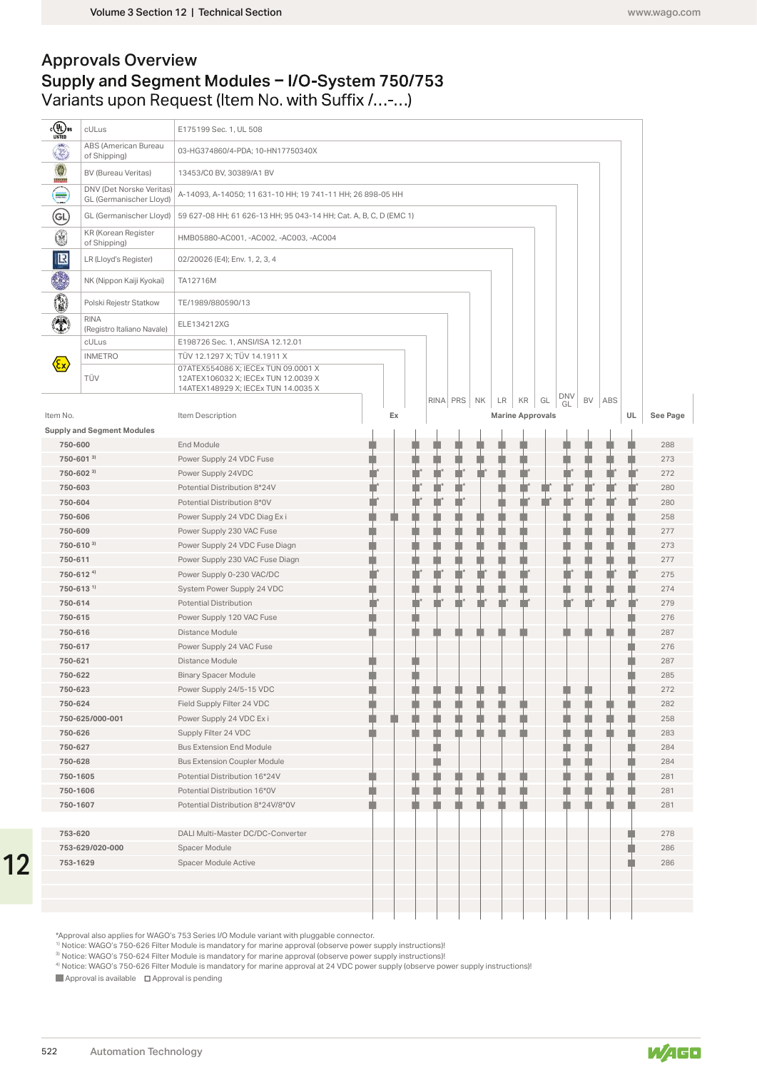# Approvals Overview

## Supply and Segment Modules – I/O-System 750/753

### Variants upon Request (Item No. with Suffix /...-...)

| Approval | | Certificate |
|---|---|---|
| cULus | cULus | E175199 Sec. 1, UL 508 |
| ABS | ABS (American Bureau of Shipping) | 03-HG374860/4-PDA; 10-HN17750340X |
| BV | BV (Bureau Veritas) | 13453/C0 BV, 30389/A1 BV |
| DNV GL | DNV (Det Norske Veritas) GL (Germanischer Lloyd) | A-14093, A-14050; 11 631-10 HH; 19 741-11 HH; 26 898-05 HH |
| GL | GL (Germanischer Lloyd) | 59 627-08 HH; 61 626-13 HH; 95 043-14 HH; Cat. A, B, C, D (EMC 1) |
| KR | KR (Korean Register of Shipping) | HMB05880-AC001, -AC002, -AC003, -AC004 |
| LR | LR (Lloyd's Register) | 02/20026 (E4); Env. 1, 2, 3, 4 |
| NK | NK (Nippon Kaiji Kyokai) | TA12716M |
| PRS | Polski Rejestr Statkow | TE/1989/880590/13 |
| RINA | RINA (Registro Italiano Navale) | ELE134212XG |
| Ex | cULus | E198726 Sec. 1, ANSI/ISA 12.12.01 |
| Ex | INMETRO | TÜV 12.1297 X; TÜV 14.1911 X |
| Ex | TÜV | 07ATEX554086 X; IECEx TUN 09.0001 X<br>12ATEX106032 X; IECEx TUN 12.0039 X<br>14ATEX148929 X; IECEx TUN 14.0035 X |

| Item No. | Item Description | Ex | | | Marine Approvals | | | | | | | | | | UL | See Page |
|---|---|---|---|---|---|---|---|---|---|---|---|---|---|---|---|---|
| | | TÜV | INMETRO | cULus | RINA | PRS | NK | LR | KR | GL | DNV GL | BV | ABS | | | |
| **Supply and Segment Modules** | | | | | | | | | | | | | | | | |
| **750-600** | End Module | ■ | | ■ | ■ | ■ | ■ | ■ | ■ | | ■ | ■ | ■ | ■ | | 288 |
| **750-601** [3] | Power Supply 24 VDC Fuse | ■ | | ■ | ■ | ■ | ■ | ■ | ■ | | ■ | ■ | ■ | ■ | | 273 |
| **750-602** [3] | Power Supply 24VDC | ■* | | ■* | ■* | ■* | ■* | ■ | ■* | | ■* | ■ | ■* | ■* | | 272 |
| **750-603** | Potential Distribution 8*24V | ■* | | ■* | ■* | ■* | | ■ | ■* | ■* | ■* | ■* | ■* | ■* | | 280 |
| **750-604** | Potential Distribution 8*0V | ■* | | ■* | ■* | ■* | | ■ | ■* | ■* | ■* | ■* | ■* | ■* | | 280 |
| **750-606** | Power Supply 24 VDC Diag Ex i | ■ | ■ | ■ | ■ | ■ | ■ | ■ | ■ | | ■ | ■ | ■ | ■ | | 258 |
| **750-609** | Power Supply 230 VAC Fuse | ■ | | ■ | ■ | ■ | ■ | ■ | ■ | | ■ | ■ | ■ | ■ | | 277 |
| **750-610** [3] | Power Supply 24 VDC Fuse Diagn | ■ | | ■ | ■ | ■ | ■ | ■ | ■ | | ■ | ■ | ■ | ■ | | 273 |
| **750-611** | Power Supply 230 VAC Fuse Diagn | ■ | | ■ | ■ | ■ | ■ | ■ | ■ | | ■ | ■ | ■ | ■ | | 277 |
| **750-612** [4] | Power Supply 0-230 VAC/DC | ■* | | ■* | ■* | ■* | ■* | ■* | ■* | | ■* | ■ | ■* | ■* | | 275 |
| **750-613** [1] | System Power Supply 24 VDC | ■ | | ■ | ■ | ■ | ■ | ■ | ■ | | ■ | ■ | ■ | ■ | | 274 |
| **750-614** | Potential Distribution | ■* | | ■* | ■* | ■* | ■* | ■* | ■* | | ■* | ■* | ■* | ■* | | 279 |
| **750-615** | Power Supply 120 VAC Fuse | ■ | | ■ | | | | | | | | | | ■ | | 276 |
| **750-616** | Distance Module | ■ | | ■ | ■ | ■ | ■ | ■ | ■ | | ■ | ■ | ■ | ■ | | 287 |
| **750-617** | Power Supply 24 VAC Fuse | | | | | | | | | | | | | ■ | | 276 |
| **750-621** | Distance Module | ■ | | ■ | | | | | | | | | | ■ | | 287 |
| **750-622** | Binary Spacer Module | ■ | | ■ | | | | | | | | | | ■ | | 285 |
| **750-623** | Power Supply 24/5-15 VDC | ■ | | ■ | ■ | ■ | ■ | ■ | | | ■ | ■ | | ■ | | 272 |
| **750-624** | Field Supply Filter 24 VDC | ■ | | ■ | ■ | ■ | ■ | ■ | ■ | | ■ | ■ | ■ | ■ | | 282 |
| **750-625/000-001** | Power Supply 24 VDC Ex i | ■ | ■ | ■ | ■ | ■ | ■ | ■ | ■ | | ■ | ■ | ■ | ■ | | 258 |
| **750-626** | Supply Filter 24 VDC | ■ | | ■ | ■ | ■ | ■ | ■ | ■ | | ■ | ■ | ■ | ■ | | 283 |
| **750-627** | Bus Extension End Module | | | | ■ | | | | | | ■ | ■ | | ■ | | 284 |
| **750-628** | Bus Extension Coupler Module | | | | ■ | | | | | | ■ | ■ | | ■ | | 284 |
| **750-1605** | Potential Distribution 16*24V | ■ | | ■ | ■ | ■ | ■ | ■ | ■ | | ■ | ■ | ■ | ■ | | 281 |
| **750-1606** | Potential Distribution 16*0V | ■ | | ■ | ■ | ■ | ■ | ■ | ■ | | ■ | ■ | ■ | ■ | | 281 |
| **750-1607** | Potential Distribution 8*24V/8*0V | ■ | | ■ | ■ | ■ | ■ | ■ | ■ | | ■ | ■ | ■ | ■ | | 281 |
| | | | | | | | | | | | | | | | | |
| **753-620** | DALI Multi-Master DC/DC-Converter | | | | | | | | | | | | | ■ | | 278 |
| **753-629/020-000** | Spacer Module | | | | | | | | | | | | | ■ | | 286 |
| **753-1629** | Spacer Module Active | | | | | | | | | | | | | ■ | | 286 |

*Approval also applies for WAGO's 753 Series I/O Module variant with pluggable connector.

[1] Notice: WAGO's 750-626 Filter Module is mandatory for marine approval (observe power supply instructions)!

[3] Notice: WAGO's 750-624 Filter Module is mandatory for marine approval (observe power supply instructions)!

[4] Notice: WAGO's 750-626 Filter Module is mandatory for marine approval at 24 VDC power supply (observe power supply instructions)!

■ Approval is available ☐ Approval is pending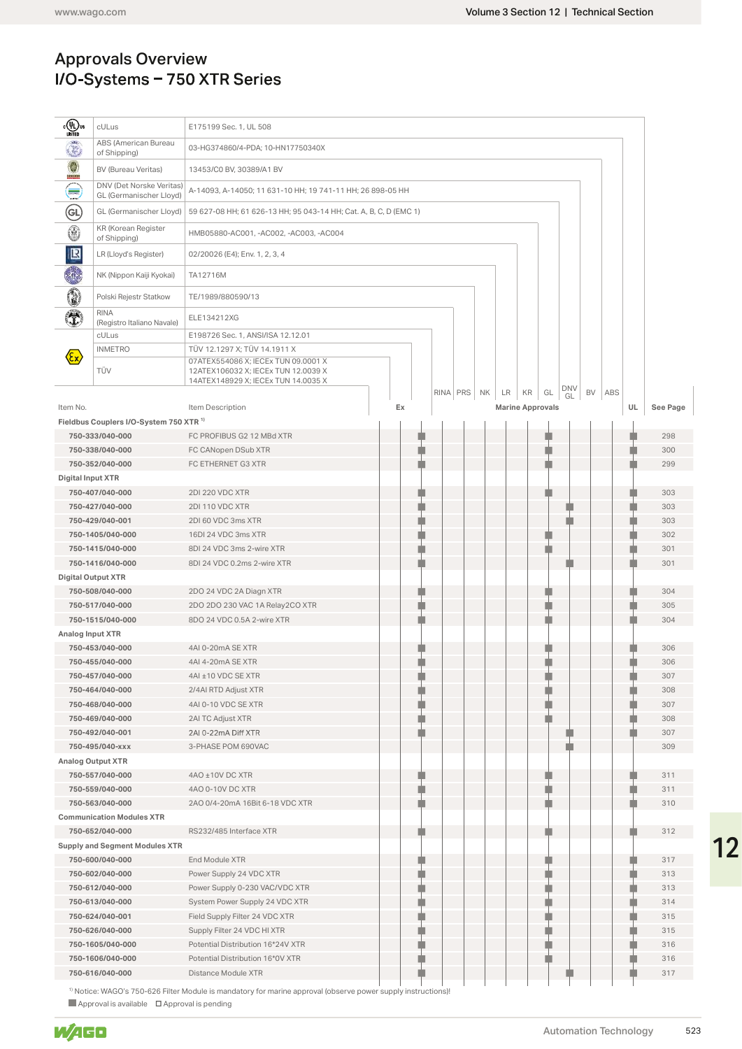# Approvals Overview
# I/O-Systems – 750 XTR Series

| | Approval | Certificate |
|---|---|---|
| | cULus | E175199 Sec. 1, UL 508 |
| | ABS (American Bureau of Shipping) | 03-HG374860/4-PDA; 10-HN17750340X |
| | BV (Bureau Veritas) | 13453/C0 BV, 30389/A1 BV |
| | DNV (Det Norske Veritas) GL (Germanischer Lloyd) | A-14093, A-14050; 11 631-10 HH; 19 741-11 HH; 26 898-05 HH |
| | GL (Germanischer Lloyd) | 59 627-08 HH; 61 626-13 HH; 95 043-14 HH; Cat. A, B, C, D (EMC 1) |
| | KR (Korean Register of Shipping) | HMB05880-AC001, -AC002, -AC003, -AC004 |
| | LR (Lloyd's Register) | 02/20026 (E4); Env. 1, 2, 3, 4 |
| | NK (Nippon Kaiji Kyokai) | TA12716M |
| | Polski Rejestr Statkow | TE/1989/880590/13 |
| | RINA (Registro Italiano Navale) | ELE134212XG |
| Ex | cULus | E198726 Sec. 1, ANSI/ISA 12.12.01 |
| Ex | INMETRO | TÜV 12.1297 X; TÜV 14.1911 X |
| Ex | TÜV | 07ATEX554086 X; IECEx TUN 09.0001 X<br>12ATEX106032 X; IECEx TUN 12.0039 X<br>14ATEX148929 X; IECEx TUN 14.0035 X |

| Item No. | Item Description | Ex TÜV | Ex INMETRO | Ex cULus | RINA | PRS | NK | LR | KR | GL | DNV GL | BV | ABS | UL | See Page |
|---|---|---|---|---|---|---|---|---|---|---|---|---|---|---|---|
| **Fieldbus Couplers I/O-System 750 XTR** [1] | | | | | | | | | | | | | | | |
| 750-333/040-000 | FC PROFIBUS G2 12 MBd XTR | | | ■ | | | | | | ■ | | | | ■ | 298 |
| 750-338/040-000 | FC CANopen DSub XTR | | | ■ | | | | | | ■ | | | | ■ | 300 |
| 750-352/040-000 | FC ETHERNET G3 XTR | | | ■ | | | | | | ■ | | | | ■ | 299 |
| **Digital Input XTR** | | | | | | | | | | | | | | | |
| 750-407/040-000 | 2DI 220 VDC XTR | | | ■ | | | | | | ■ | | | | ■ | 303 |
| 750-427/040-000 | 2DI 110 VDC XTR | | | ■ | | | | | | | ■ | | | ■ | 303 |
| 750-429/040-001 | 2DI 60 VDC 3ms XTR | | | ■ | | | | | | | ■ | | | ■ | 303 |
| 750-1405/040-000 | 16DI 24 VDC 3ms XTR | | | ■ | | | | | | ■ | | | | ■ | 302 |
| 750-1415/040-000 | 8DI 24 VDC 3ms 2-wire XTR | | | ■ | | | | | | ■ | | | | ■ | 301 |
| 750-1416/040-000 | 8DI 24 VDC 0.2ms 2-wire XTR | | | ■ | | | | | | | ■ | | | ■ | 301 |
| **Digital Output XTR** | | | | | | | | | | | | | | | |
| 750-508/040-000 | 2DO 24 VDC 2A Diagn XTR | | | ■ | | | | | | ■ | | | | ■ | 304 |
| 750-517/040-000 | 2DO 2DO 230 VAC 1A Relay2CO XTR | | | ■ | | | | | | ■ | | | | ■ | 305 |
| 750-1515/040-000 | 8DO 24 VDC 0.5A 2-wire XTR | | | ■ | | | | | | ■ | | | | ■ | 304 |
| **Analog Input XTR** | | | | | | | | | | | | | | | |
| 750-453/040-000 | 4AI 0-20mA SE XTR | | | ■ | | | | | | ■ | | | | ■ | 306 |
| 750-455/040-000 | 4AI 4-20mA SE XTR | | | ■ | | | | | | ■ | | | | ■ | 306 |
| 750-457/040-000 | 4AI ±10 VDC SE XTR | | | ■ | | | | | | ■ | | | | ■ | 307 |
| 750-464/040-000 | 2/4AI RTD Adjust XTR | | | ■ | | | | | | ■ | | | | ■ | 308 |
| 750-468/040-000 | 4AI 0-10 VDC SE XTR | | | ■ | | | | | | ■ | | | | ■ | 307 |
| 750-469/040-000 | 2AI TC Adjust XTR | | | ■ | | | | | | ■ | | | | ■ | 308 |
| 750-492/040-001 | 2AI 0-22mA Diff XTR | | | ■ | | | | | | | ■ | | | ■ | 307 |
| 750-495/040-xxx | 3-PHASE POM 690VAC | | | | | | | | | | ■ | | | | 309 |
| **Analog Output XTR** | | | | | | | | | | | | | | | |
| 750-557/040-000 | 4AO ±10V DC XTR | | | ■ | | | | | | ■ | | | | ■ | 311 |
| 750-559/040-000 | 4AO 0-10V DC XTR | | | ■ | | | | | | ■ | | | | ■ | 311 |
| 750-563/040-000 | 2AO 0/4-20mA 16Bit 6-18 VDC XTR | | | ■ | | | | | | ■ | | | | ■ | 310 |
| **Communication Modules XTR** | | | | | | | | | | | | | | | |
| 750-652/040-000 | RS232/485 Interface XTR | | | ■ | | | | | | ■ | | | | ■ | 312 |
| **Supply and Segment Modules XTR** | | | | | | | | | | | | | | | |
| 750-600/040-000 | End Module XTR | | | ■ | | | | | | ■ | | | | ■ | 317 |
| 750-602/040-000 | Power Supply 24 VDC XTR | | | ■ | | | | | | ■ | | | | ■ | 313 |
| 750-612/040-000 | Power Supply 0-230 VAC/VDC XTR | | | ■ | | | | | | ■ | | | | ■ | 313 |
| 750-613/040-000 | System Power Supply 24 VDC XTR | | | ■ | | | | | | ■ | | | | ■ | 314 |
| 750-624/040-001 | Field Supply Filter 24 VDC XTR | | | ■ | | | | | | ■ | | | | ■ | 315 |
| 750-626/040-000 | Supply Filter 24 VDC HI XTR | | | ■ | | | | | | ■ | | | | ■ | 315 |
| 750-1605/040-000 | Potential Distribution 16*24V XTR | | | ■ | | | | | | ■ | | | | ■ | 316 |
| 750-1606/040-000 | Potential Distribution 16*0V XTR | | | ■ | | | | | | ■ | | | | ■ | 316 |
| 750-616/040-000 | Distance Module XTR | | | ■ | | | | | | | ■ | | | ■ | 317 |

[1] Notice: WAGO's 750-626 Filter Module is mandatory for marine approval (observe power supply instructions)!

■ Approval is available ☐ Approval is pending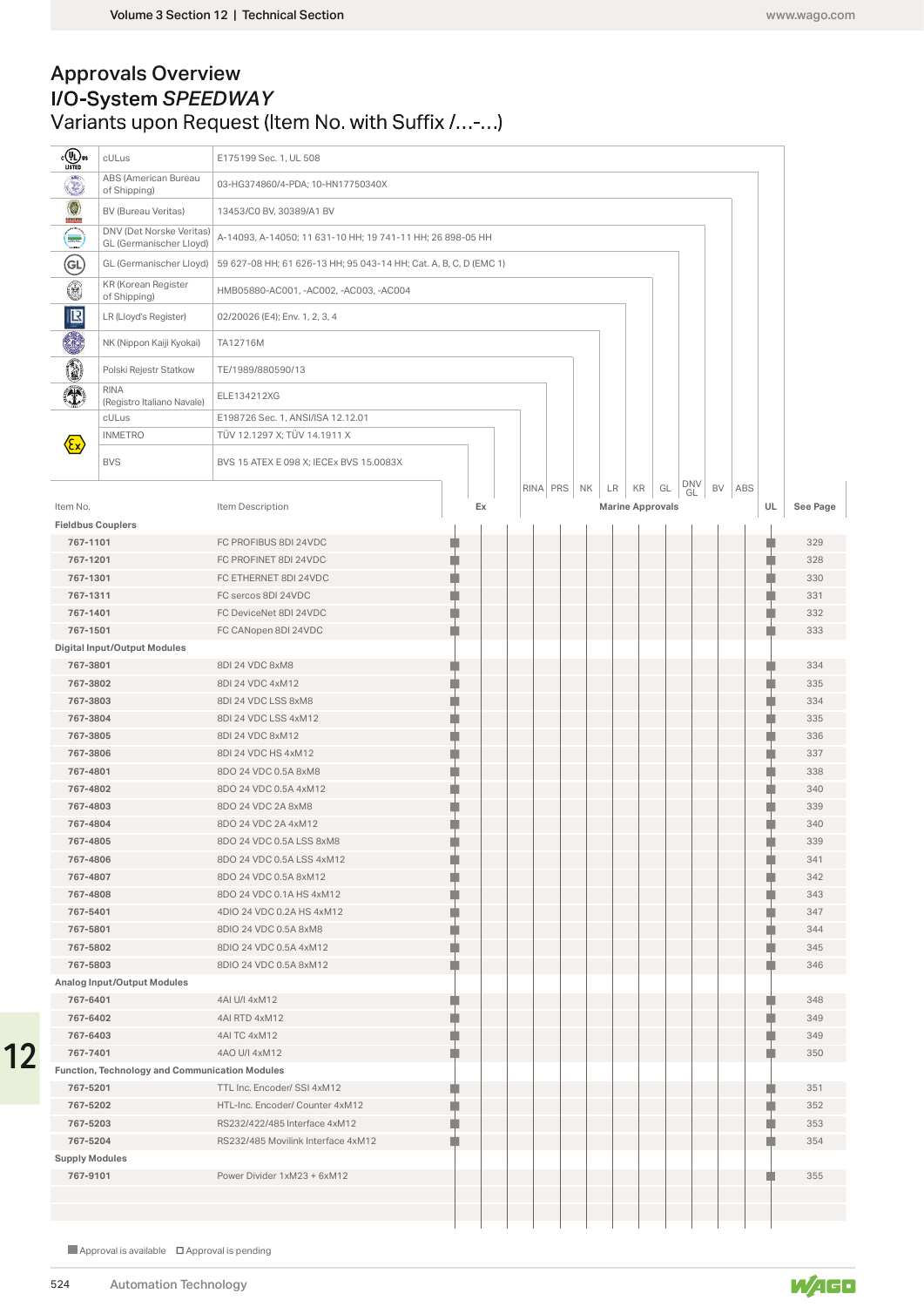# Approvals Overview

## I/O-System *SPEEDWAY*

### Variants upon Request (Item No. with Suffix /...-...)

| Approval | Description | Certificate |
|---|---|---|
| cULus | cULus | E175199 Sec. 1, UL 508 |
| ABS | ABS (American Bureau of Shipping) | 03-HG374860/4-PDA; 10-HN1775034OX |
| BV | BV (Bureau Veritas) | 13453/C0 BV, 30389/A1 BV |
| DNV GL | DNV (Det Norske Veritas) GL (Germanischer Lloyd) | A-14093, A-14050; 11 631-10 HH; 19 741-11 HH; 26 898-05 HH |
| GL | GL (Germanischer Lloyd) | 59 627-08 HH; 61 626-13 HH; 95 043-14 HH; Cat. A, B, C, D (EMC 1) |
| KR | KR (Korean Register of Shipping) | HMB05880-AC001, -AC002, -AC003, -AC004 |
| LR | LR (Lloyd's Register) | 02/20026 (E4); Env. 1, 2, 3, 4 |
| NK | NK (Nippon Kaiji Kyokai) | TA12716M |
| PRS | Polski Rejestr Statkow | TE/1989/880590/13 |
| RINA | RINA (Registro Italiano Navale) | ELE134212XG |
| Ex | cULus | E198726 Sec. 1, ANSI/ISA 12.12.01 |
| Ex | INMETRO | TÜV 12.1297 X; TÜV 14.1911 X |
| Ex | BVS | BVS 15 ATEX E 098 X; IECEx BVS 15.0083X |

| Item No. | Item Description | Ex | | | RINA | PRS | NK | LR | KR | GL | DNV GL | BV | ABS | UL | See Page |
|---|---|---|---|---|---|---|---|---|---|---|---|---|---|---|---|
| | | | | | Marine Approvals | | | | | | | | | | |
| **Fieldbus Couplers** | | | | | | | | | | | | | | | |
| **767-1101** | FC PROFIBUS 8DI 24VDC | ■ | | | | | | | | | | | | ■ | 329 |
| **767-1201** | FC PROFINET 8DI 24VDC | ■ | | | | | | | | | | | | ■ | 328 |
| **767-1301** | FC ETHERNET 8DI 24VDC | ■ | | | | | | | | | | | | ■ | 330 |
| **767-1311** | FC sercos 8DI 24VDC | ■ | | | | | | | | | | | | ■ | 331 |
| **767-1401** | FC DeviceNet 8DI 24VDC | ■ | | | | | | | | | | | | ■ | 332 |
| **767-1501** | FC CANopen 8DI 24VDC | ■ | | | | | | | | | | | | ■ | 333 |
| **Digital Input/Output Modules** | | | | | | | | | | | | | | | |
| **767-3801** | 8DI 24 VDC 8xM8 | ■ | | | | | | | | | | | | ■ | 334 |
| **767-3802** | 8DI 24 VDC 4xM12 | ■ | | | | | | | | | | | | ■ | 335 |
| **767-3803** | 8DI 24 VDC LSS 8xM8 | ■ | | | | | | | | | | | | ■ | 334 |
| **767-3804** | 8DI 24 VDC LSS 4xM12 | ■ | | | | | | | | | | | | ■ | 335 |
| **767-3805** | 8DI 24 VDC 8xM12 | ■ | | | | | | | | | | | | ■ | 336 |
| **767-3806** | 8DI 24 VDC HS 4xM12 | ■ | | | | | | | | | | | | ■ | 337 |
| **767-4801** | 8DO 24 VDC 0.5A 8xM8 | ■ | | | | | | | | | | | | ■ | 338 |
| **767-4802** | 8DO 24 VDC 0.5A 4xM12 | ■ | | | | | | | | | | | | ■ | 340 |
| **767-4803** | 8DO 24 VDC 2A 8xM8 | ■ | | | | | | | | | | | | ■ | 339 |
| **767-4804** | 8DO 24 VDC 2A 4xM12 | ■ | | | | | | | | | | | | ■ | 340 |
| **767-4805** | 8DO 24 VDC 0.5A LSS 8xM8 | ■ | | | | | | | | | | | | ■ | 339 |
| **767-4806** | 8DO 24 VDC 0.5A LSS 4xM12 | ■ | | | | | | | | | | | | ■ | 341 |
| **767-4807** | 8DO 24 VDC 0.5A 8xM12 | ■ | | | | | | | | | | | | ■ | 342 |
| **767-4808** | 8DO 24 VDC 0.1A HS 4xM12 | ■ | | | | | | | | | | | | ■ | 343 |
| **767-5401** | 4DIO 24 VDC 0.2A HS 4xM12 | ■ | | | | | | | | | | | | ■ | 347 |
| **767-5801** | 8DIO 24 VDC 0.5A 8xM8 | ■ | | | | | | | | | | | | ■ | 344 |
| **767-5802** | 8DIO 24 VDC 0.5A 4xM12 | ■ | | | | | | | | | | | | ■ | 345 |
| **767-5803** | 8DIO 24 VDC 0.5A 8xM12 | ■ | | | | | | | | | | | | ■ | 346 |
| **Analog Input/Output Modules** | | | | | | | | | | | | | | | |
| **767-6401** | 4AI U/I 4xM12 | ■ | | | | | | | | | | | | ■ | 348 |
| **767-6402** | 4AI RTD 4xM12 | ■ | | | | | | | | | | | | ■ | 349 |
| **767-6403** | 4AI TC 4xM12 | ■ | | | | | | | | | | | | ■ | 349 |
| **767-7401** | 4AO U/I 4xM12 | ■ | | | | | | | | | | | | ■ | 350 |
| **Function, Technology and Communication Modules** | | | | | | | | | | | | | | | |
| **767-5201** | TTL Inc. Encoder/ SSI 4xM12 | ■ | | | | | | | | | | | | ■ | 351 |
| **767-5202** | HTL-Inc. Encoder/ Counter 4xM12 | ■ | | | | | | | | | | | | ■ | 352 |
| **767-5203** | RS232/422/485 Interface 4xM12 | ■ | | | | | | | | | | | | ■ | 353 |
| **767-5204** | RS232/485 Movilink Interface 4xM12 | ■ | | | | | | | | | | | | ■ | 354 |
| **Supply Modules** | | | | | | | | | | | | | | | |
| **767-9101** | Power Divider 1xM23 + 6xM12 | | | | | | | | | | | | | ■ | 355 |

■ Approval is available □ Approval is pending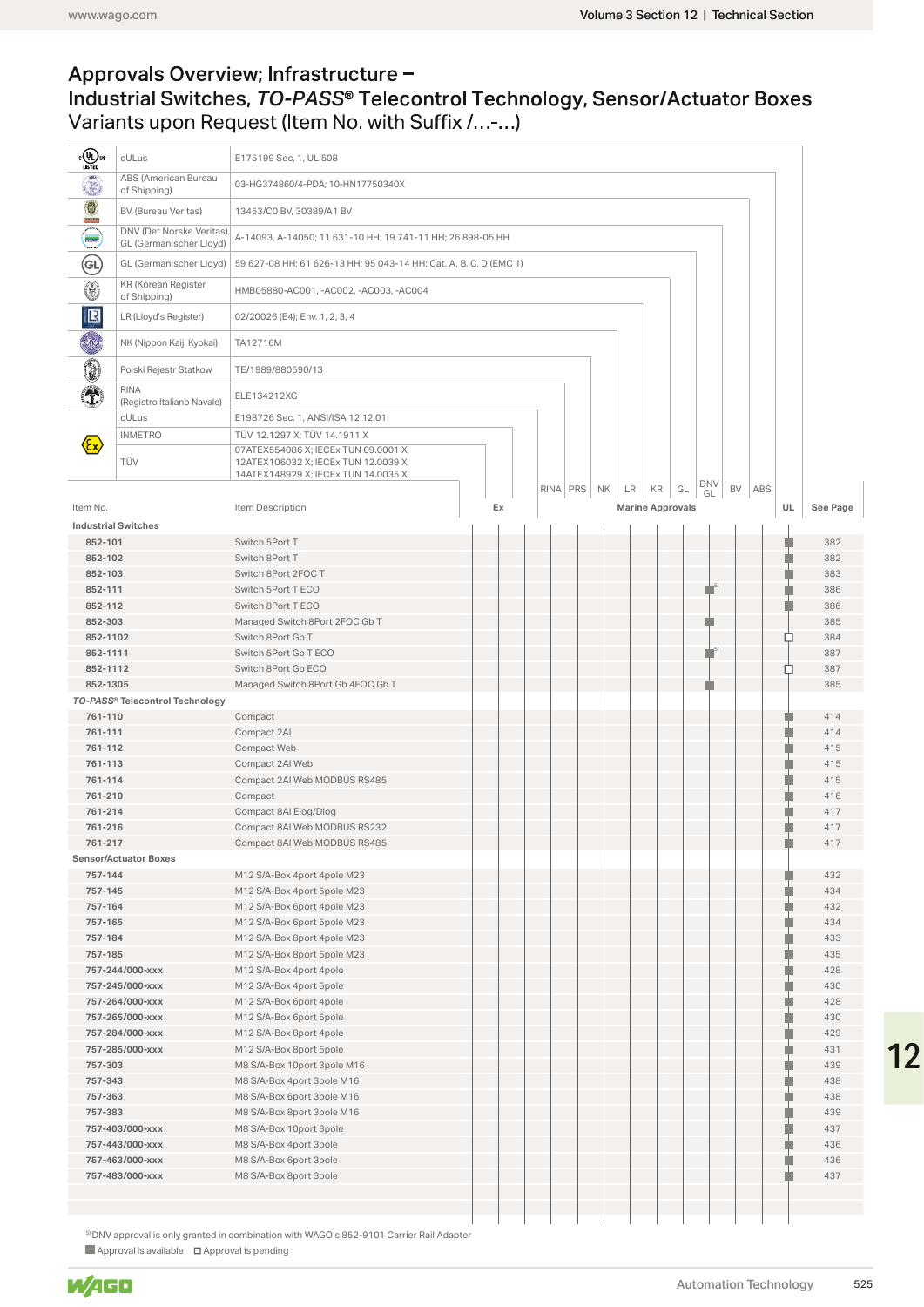# Approvals Overview; Infrastructure – Industrial Switches, *TO-PASS®* Telecontrol Technology, Sensor/Actuator Boxes

Variants upon Request (Item No. with Suffix /...-...)

| | | |
|---|---|---|
| cULus | cULus | E175199 Sec. 1, UL 508 |
| ABS | ABS (American Bureau of Shipping) | 03-HG374860/4-PDA; 10-HN17750340X |
| BV | BV (Bureau Veritas) | 13453/C0 BV, 30389/A1 BV |
| DNV GL | DNV (Det Norske Veritas) GL (Germanischer Lloyd) | A-14093, A-14050; 11 631-10 HH; 19 741-11 HH; 26 898-05 HH |
| GL | GL (Germanischer Lloyd) | 59 627-08 HH; 61 626-13 HH; 95 043-14 HH; Cat. A, B, C, D (EMC 1) |
| KR | KR (Korean Register of Shipping) | HMB05880-AC001, -AC002, -AC003, -AC004 |
| LR | LR (Lloyd's Register) | 02/20026 (E4); Env. 1, 2, 3, 4 |
| NK | NK (Nippon Kaiji Kyokai) | TA12716M |
| PRS | Polski Rejestr Statkow | TE/1989/880590/13 |
| RINA | RINA (Registro Italiano Navale) | ELE134212XG |
| Ex | cULus | E198726 Sec. 1, ANSI/ISA 12.12.01 |
| Ex | INMETRO | TÜV 12.1297 X; TÜV 14.1911 X |
| Ex | TÜV | 07ATEX554086 X; IECEx TUN 09.0001 X 12ATEX106032 X; IECEx TUN 12.0039 X 14ATEX148929 X; IECEx TUN 14.0035 X |

| Item No. | Item Description | Ex | | | RINA | PRS | NK | LR | KR | GL | DNV GL | BV | ABS | UL | See Page |
|---|---|---|---|---|---|---|---|---|---|---|---|---|---|---|---|
| **Industrial Switches** | | | | | | | | | | | | | | | |
| 852-101 | Switch 5Port T | | | | | | | | | | | | | ■ | 382 |
| 852-102 | Switch 8Port T | | | | | | | | | | | | | ■ | 382 |
| 852-103 | Switch 8Port 2FOC T | | | | | | | | | | | | | ■ | 383 |
| 852-111 | Switch 5Port T ECO | | | | | | | | | | ■[8] | | | ■ | 386 |
| 852-112 | Switch 8Port T ECO | | | | | | | | | | | | | ■ | 386 |
| 852-303 | Managed Switch 8Port 2FOC Gb T | | | | | | | | | | ■ | | | ■ | 385 |
| 852-1102 | Switch 8Port Gb T | | | | | | | | | | | | | □ | 384 |
| 852-1111 | Switch 5Port Gb T ECO | | | | | | | | | | ■[8] | | | ■ | 387 |
| 852-1112 | Switch 8Port Gb ECO | | | | | | | | | | | | | □ | 387 |
| 852-1305 | Managed Switch 8Port Gb 4FOC Gb T | | | | | | | | | | ■ | | | ■ | 385 |
| ***TO-PASS®* Telecontrol Technology** | | | | | | | | | | | | | | | |
| 761-110 | Compact | | | | | | | | | | | | | ■ | 414 |
| 761-111 | Compact 2AI | | | | | | | | | | | | | ■ | 414 |
| 761-112 | Compact Web | | | | | | | | | | | | | ■ | 415 |
| 761-113 | Compact 2AI Web | | | | | | | | | | | | | ■ | 415 |
| 761-114 | Compact 2AI Web MODBUS RS485 | | | | | | | | | | | | | ■ | 415 |
| 761-210 | Compact | | | | | | | | | | | | | ■ | 416 |
| 761-214 | Compact 8AI Elog/Dlog | | | | | | | | | | | | | ■ | 417 |
| 761-216 | Compact 8AI Web MODBUS RS232 | | | | | | | | | | | | | ■ | 417 |
| 761-217 | Compact 8AI Web MODBUS RS485 | | | | | | | | | | | | | ■ | 417 |
| **Sensor/Actuator Boxes** | | | | | | | | | | | | | | | |
| 757-144 | M12 S/A-Box 4port 4pole M23 | | | | | | | | | | | | | ■ | 432 |
| 757-145 | M12 S/A-Box 4port 5pole M23 | | | | | | | | | | | | | ■ | 434 |
| 757-164 | M12 S/A-Box 6port 4pole M23 | | | | | | | | | | | | | ■ | 432 |
| 757-165 | M12 S/A-Box 6port 5pole M23 | | | | | | | | | | | | | ■ | 434 |
| 757-184 | M12 S/A-Box 8port 4pole M23 | | | | | | | | | | | | | ■ | 433 |
| 757-185 | M12 S/A-Box 8port 5pole M23 | | | | | | | | | | | | | ■ | 435 |
| 757-244/000-xxx | M12 S/A-Box 4port 4pole | | | | | | | | | | | | | ■ | 428 |
| 757-245/000-xxx | M12 S/A-Box 4port 5pole | | | | | | | | | | | | | ■ | 430 |
| 757-264/000-xxx | M12 S/A-Box 6port 4pole | | | | | | | | | | | | | ■ | 428 |
| 757-265/000-xxx | M12 S/A-Box 6port 5pole | | | | | | | | | | | | | ■ | 430 |
| 757-284/000-xxx | M12 S/A-Box 8port 4pole | | | | | | | | | | | | | ■ | 429 |
| 757-285/000-xxx | M12 S/A-Box 8port 5pole | | | | | | | | | | | | | ■ | 431 |
| 757-303 | M8 S/A-Box 10port 3pole M16 | | | | | | | | | | | | | ■ | 439 |
| 757-343 | M8 S/A-Box 4port 3pole M16 | | | | | | | | | | | | | ■ | 438 |
| 757-363 | M8 S/A-Box 6port 3pole M16 | | | | | | | | | | | | | ■ | 438 |
| 757-383 | M8 S/A-Box 8port 3pole M16 | | | | | | | | | | | | | ■ | 439 |
| 757-403/000-xxx | M8 S/A-Box 10port 3pole | | | | | | | | | | | | | ■ | 437 |
| 757-443/000-xxx | M8 S/A-Box 4port 3pole | | | | | | | | | | | | | ■ | 436 |
| 757-463/000-xxx | M8 S/A-Box 6port 3pole | | | | | | | | | | | | | ■ | 436 |
| 757-483/000-xxx | M8 S/A-Box 8port 3pole | | | | | | | | | | | | | ■ | 437 |

Marine Approvals: RINA, PRS, NK, LR, KR, GL, DNV GL, BV, ABS

[8] DNV approval is only granted in combination with WAGO's 852-9101 Carrier Rail Adapter

■ Approval is available □ Approval is pending